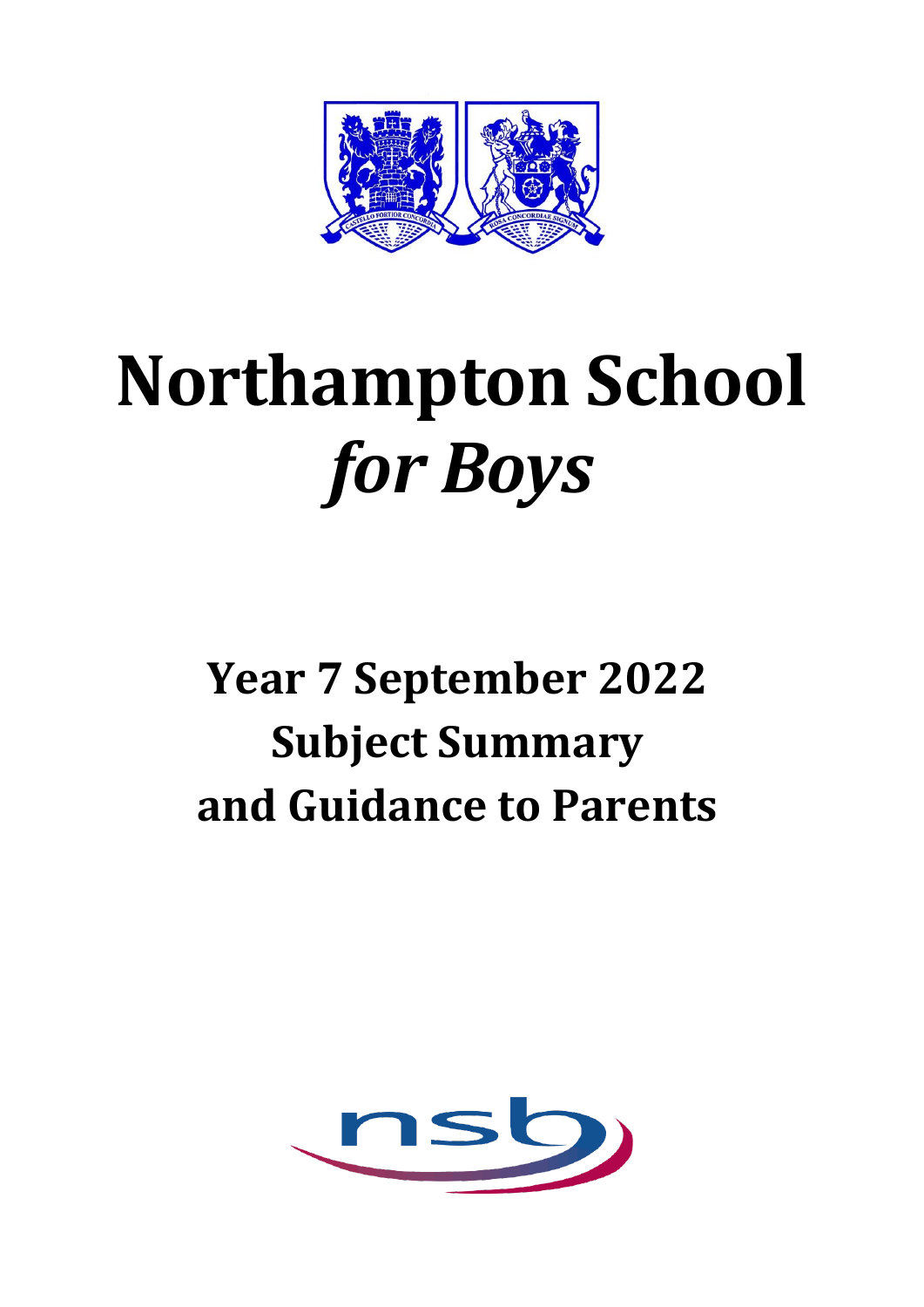# Northampton School *for Boys*

## Year 7 September 2022 Subject Summary and Guidance to Parents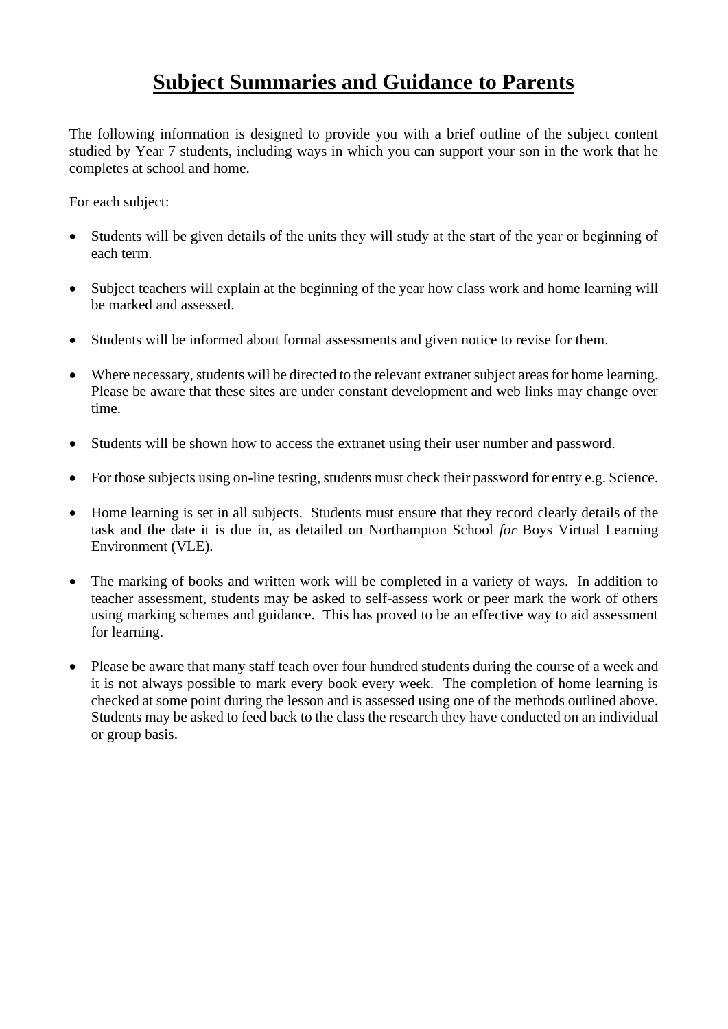# **Subject Summaries and Guidance to Parents**

The following information is designed to provide you with a brief outline of the subject content studied by Year 7 students, including ways in which you can support your son in the work that he completes at school and home.

For each subject:

- Students will be given details of the units they will study at the start of the year or beginning of each term.
- Subject teachers will explain at the beginning of the year how class work and home learning will be marked and assessed.
- Students will be informed about formal assessments and given notice to revise for them.
- Where necessary, students will be directed to the relevant extranet subject areas for home learning. Please be aware that these sites are under constant development and web links may change over time.
- Students will be shown how to access the extranet using their user number and password.
- For those subjects using on-line testing, students must check their password for entry e.g. Science.
- Home learning is set in all subjects. Students must ensure that they record clearly details of the task and the date it is due in, as detailed on Northampton School *for* Boys Virtual Learning Environment (VLE).
- The marking of books and written work will be completed in a variety of ways. In addition to teacher assessment, students may be asked to self-assess work or peer mark the work of others using marking schemes and guidance. This has proved to be an effective way to aid assessment for learning.
- Please be aware that many staff teach over four hundred students during the course of a week and it is not always possible to mark every book every week. The completion of home learning is checked at some point during the lesson and is assessed using one of the methods outlined above. Students may be asked to feed back to the class the research they have conducted on an individual or group basis.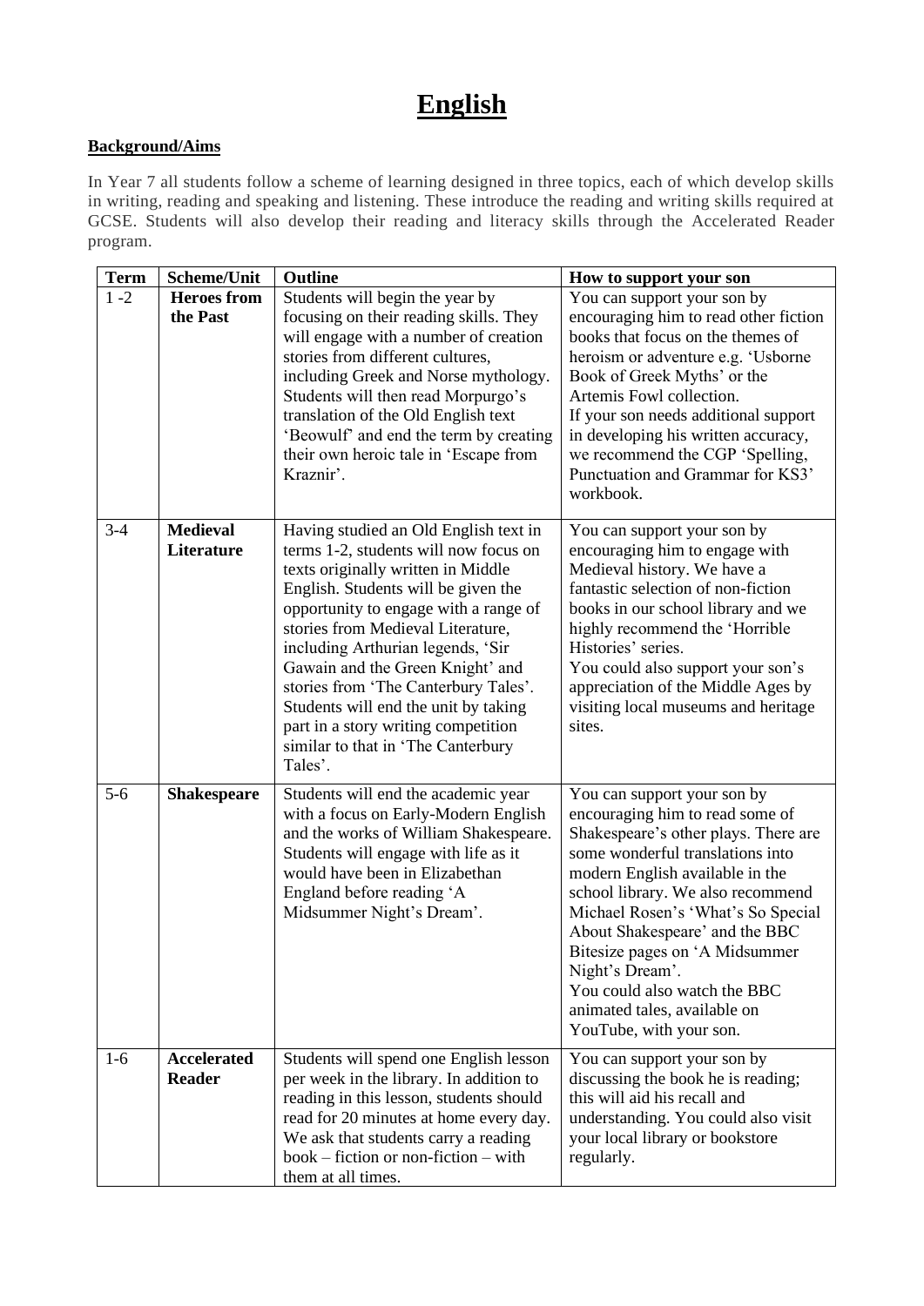# English

**Background/Aims**

In Year 7 all students follow a scheme of learning designed in three topics, each of which develop skills in writing, reading and speaking and listening. These introduce the reading and writing skills required at GCSE. Students will also develop their reading and literacy skills through the Accelerated Reader program.

| Term | Scheme/Unit | Outline | How to support your son |
|---|---|---|---|
| 1 -2 | **Heroes from the Past** | Students will begin the year by focusing on their reading skills. They will engage with a number of creation stories from different cultures, including Greek and Norse mythology. Students will then read Morpurgo's translation of the Old English text 'Beowulf' and end the term by creating their own heroic tale in 'Escape from Kraznir'. | You can support your son by encouraging him to read other fiction books that focus on the themes of heroism or adventure e.g. 'Usborne Book of Greek Myths' or the Artemis Fowl collection.<br>If your son needs additional support in developing his written accuracy, we recommend the CGP 'Spelling, Punctuation and Grammar for KS3' workbook. |
| 3-4 | **Medieval Literature** | Having studied an Old English text in terms 1-2, students will now focus on texts originally written in Middle English. Students will be given the opportunity to engage with a range of stories from Medieval Literature, including Arthurian legends, 'Sir Gawain and the Green Knight' and stories from 'The Canterbury Tales'. Students will end the unit by taking part in a story writing competition similar to that in 'The Canterbury Tales'. | You can support your son by encouraging him to engage with Medieval history. We have a fantastic selection of non-fiction books in our school library and we highly recommend the 'Horrible Histories' series.<br>You could also support your son's appreciation of the Middle Ages by visiting local museums and heritage sites. |
| 5-6 | **Shakespeare** | Students will end the academic year with a focus on Early-Modern English and the works of William Shakespeare. Students will engage with life as it would have been in Elizabethan England before reading 'A Midsummer Night's Dream'. | You can support your son by encouraging him to read some of Shakespeare's other plays. There are some wonderful translations into modern English available in the school library. We also recommend Michael Rosen's 'What's So Special About Shakespeare' and the BBC Bitesize pages on 'A Midsummer Night's Dream'.<br>You could also watch the BBC animated tales, available on YouTube, with your son. |
| 1-6 | **Accelerated Reader** | Students will spend one English lesson per week in the library. In addition to reading in this lesson, students should read for 20 minutes at home every day. We ask that students carry a reading book – fiction or non-fiction – with them at all times. | You can support your son by discussing the book he is reading; this will aid his recall and understanding. You could also visit your local library or bookstore regularly. |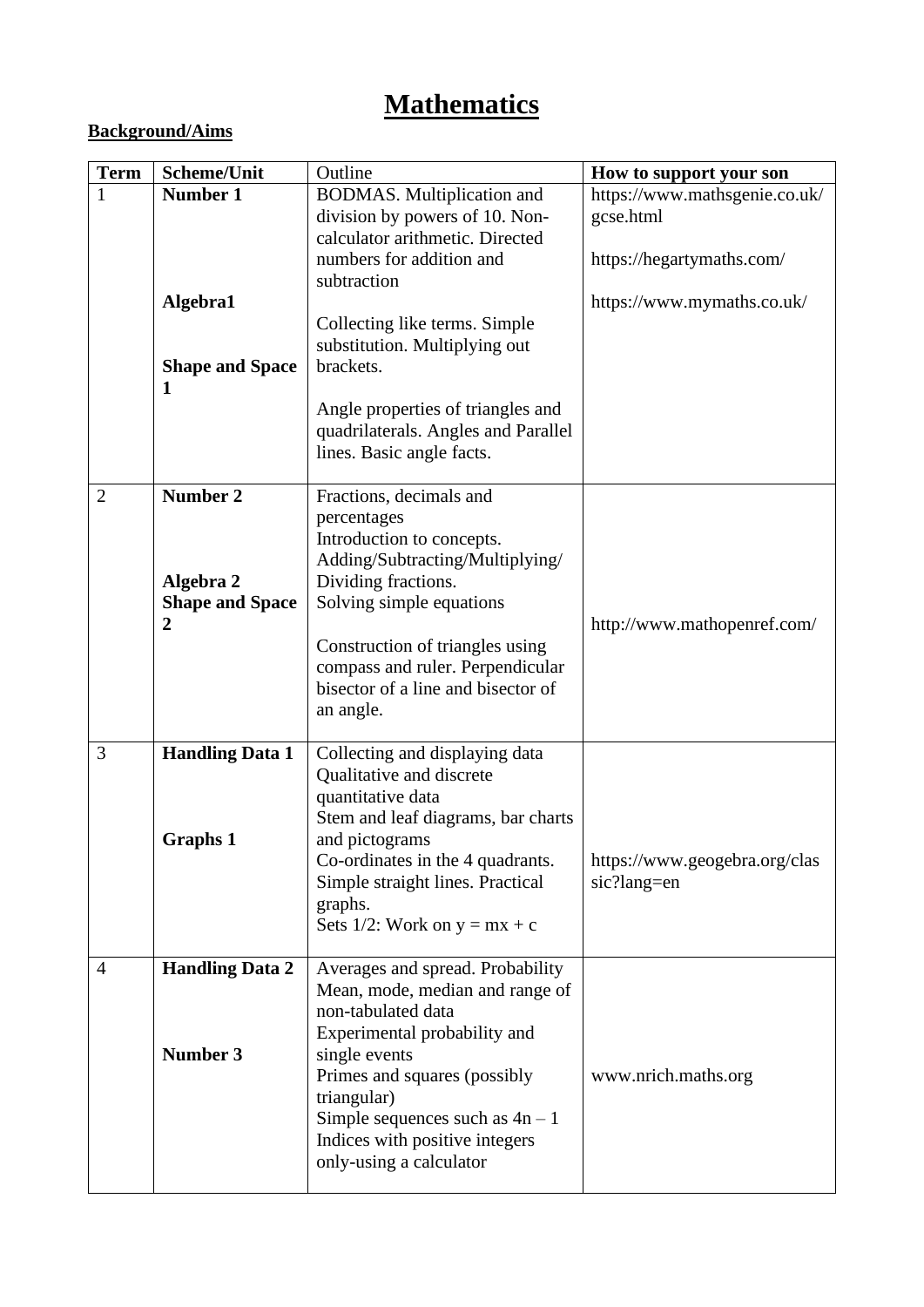# Mathematics

**Background/Aims**

| Term | Scheme/Unit | Outline | How to support your son |
|---|---|---|---|
| 1 | **Number 1**<br><br>**Algebra1**<br><br>**Shape and Space 1** | BODMAS. Multiplication and division by powers of 10. Non-calculator arithmetic. Directed numbers for addition and subtraction<br><br>Collecting like terms. Simple substitution. Multiplying out brackets.<br><br>Angle properties of triangles and quadrilaterals. Angles and Parallel lines. Basic angle facts. | https://www.mathsgenie.co.uk/gcse.html<br><br>https://hegartymaths.com/<br><br>https://www.mymaths.co.uk/ |
| 2 | **Number 2**<br><br>**Algebra 2**<br>**Shape and Space 2** | Fractions, decimals and percentages<br>Introduction to concepts.<br>Adding/Subtracting/Multiplying/Dividing fractions.<br>Solving simple equations<br><br>Construction of triangles using compass and ruler. Perpendicular bisector of a line and bisector of an angle. | http://www.mathopenref.com/ |
| 3 | **Handling Data 1**<br><br>**Graphs 1** | Collecting and displaying data<br>Qualitative and discrete quantitative data<br>Stem and leaf diagrams, bar charts and pictograms<br>Co-ordinates in the 4 quadrants. Simple straight lines. Practical graphs.<br>Sets 1/2: Work on $y = mx + c$ | https://www.geogebra.org/classic?lang=en |
| 4 | **Handling Data 2**<br><br>**Number 3** | Averages and spread. Probability<br>Mean, mode, median and range of non-tabulated data<br>Experimental probability and single events<br>Primes and squares (possibly triangular)<br>Simple sequences such as $4n – 1$<br>Indices with positive integers only-using a calculator | www.nrich.maths.org |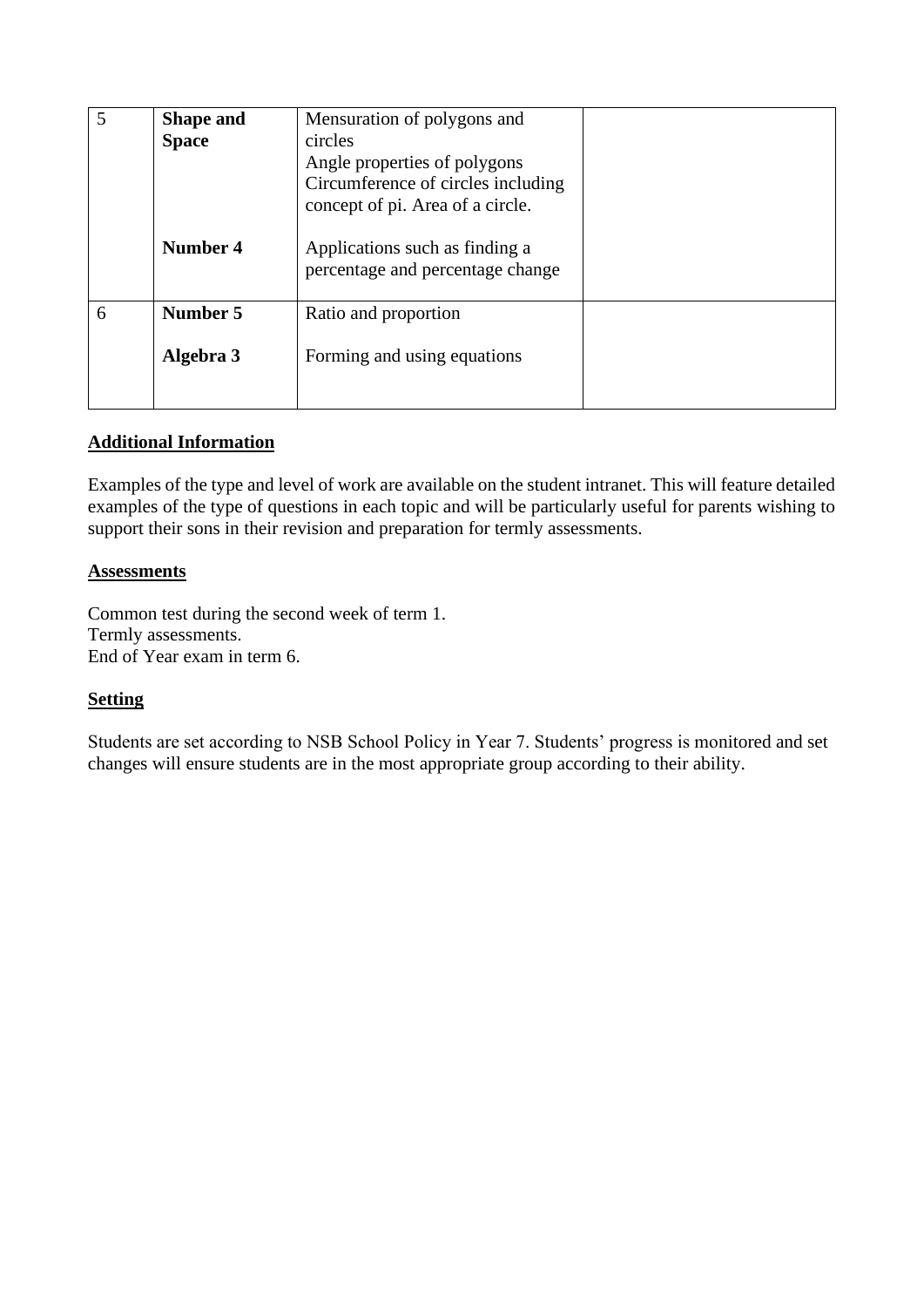| | | | |
|---|---|---|---|
| 5 | **Shape and Space**<br><br><br><br>**Number 4** | Mensuration of polygons and circles<br>Angle properties of polygons<br>Circumference of circles including concept of pi. Area of a circle.<br><br>Applications such as finding a percentage and percentage change | |
| 6 | **Number 5**<br><br>**Algebra 3** | Ratio and proportion<br><br>Forming and using equations | |

## Additional Information

Examples of the type and level of work are available on the student intranet. This will feature detailed examples of the type of questions in each topic and will be particularly useful for parents wishing to support their sons in their revision and preparation for termly assessments.

## Assessments

Common test during the second week of term 1.
Termly assessments.
End of Year exam in term 6.

## Setting

Students are set according to NSB School Policy in Year 7. Students' progress is monitored and set changes will ensure students are in the most appropriate group according to their ability.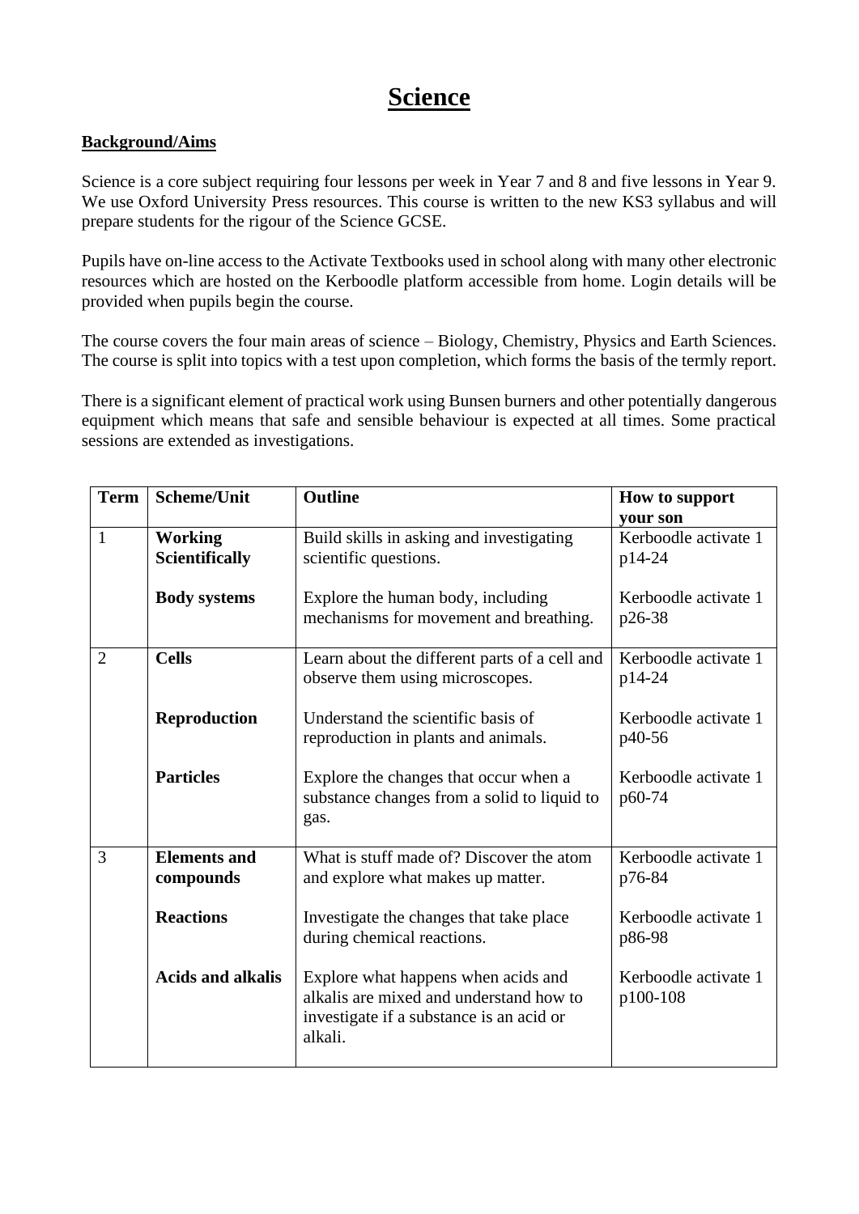# Science

**Background/Aims**

Science is a core subject requiring four lessons per week in Year 7 and 8 and five lessons in Year 9. We use Oxford University Press resources. This course is written to the new KS3 syllabus and will prepare students for the rigour of the Science GCSE.

Pupils have on-line access to the Activate Textbooks used in school along with many other electronic resources which are hosted on the Kerboodle platform accessible from home. Login details will be provided when pupils begin the course.

The course covers the four main areas of science – Biology, Chemistry, Physics and Earth Sciences. The course is split into topics with a test upon completion, which forms the basis of the termly report.

There is a significant element of practical work using Bunsen burners and other potentially dangerous equipment which means that safe and sensible behaviour is expected at all times. Some practical sessions are extended as investigations.

| Term | Scheme/Unit | Outline | How to support your son |
|---|---|---|---|
| 1 | **Working Scientifically** | Build skills in asking and investigating scientific questions. | Kerboodle activate 1 p14-24 |
| | **Body systems** | Explore the human body, including mechanisms for movement and breathing. | Kerboodle activate 1 p26-38 |
| 2 | **Cells** | Learn about the different parts of a cell and observe them using microscopes. | Kerboodle activate 1 p14-24 |
| | **Reproduction** | Understand the scientific basis of reproduction in plants and animals. | Kerboodle activate 1 p40-56 |
| | **Particles** | Explore the changes that occur when a substance changes from a solid to liquid to gas. | Kerboodle activate 1 p60-74 |
| 3 | **Elements and compounds** | What is stuff made of? Discover the atom and explore what makes up matter. | Kerboodle activate 1 p76-84 |
| | **Reactions** | Investigate the changes that take place during chemical reactions. | Kerboodle activate 1 p86-98 |
| | **Acids and alkalis** | Explore what happens when acids and alkalis are mixed and understand how to investigate if a substance is an acid or alkali. | Kerboodle activate 1 p100-108 |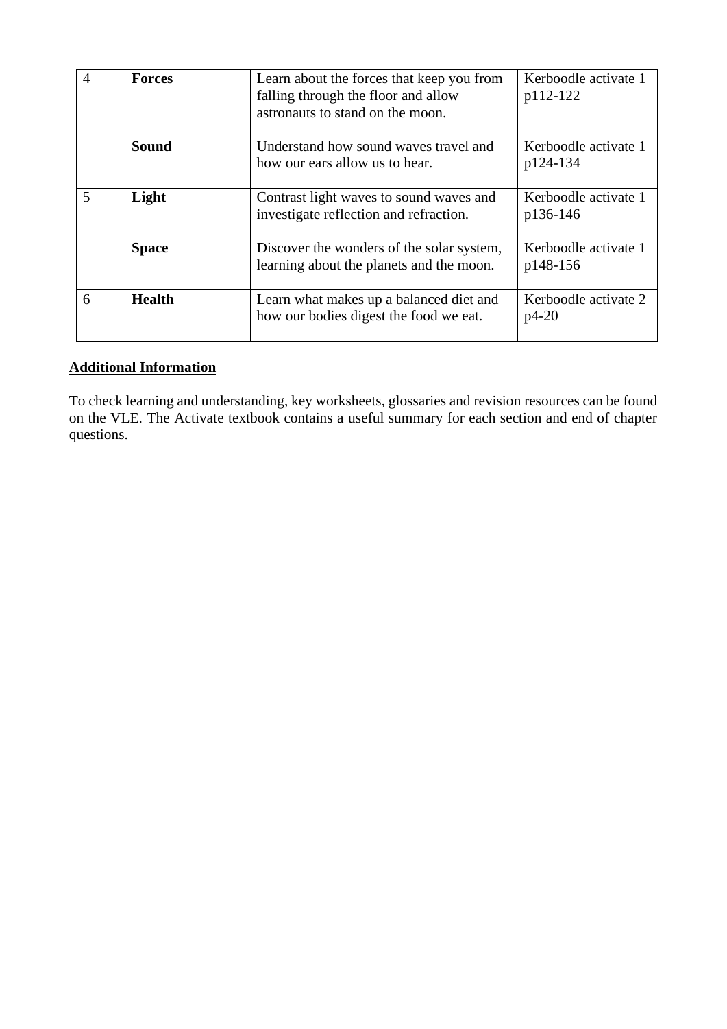| | | | |
|---|---|---|---|
| 4 | **Forces** | Learn about the forces that keep you from falling through the floor and allow astronauts to stand on the moon. | Kerboodle activate 1 p112-122 |
| | **Sound** | Understand how sound waves travel and how our ears allow us to hear. | Kerboodle activate 1 p124-134 |
| 5 | **Light** | Contrast light waves to sound waves and investigate reflection and refraction. | Kerboodle activate 1 p136-146 |
| | **Space** | Discover the wonders of the solar system, learning about the planets and the moon. | Kerboodle activate 1 p148-156 |
| 6 | **Health** | Learn what makes up a balanced diet and how our bodies digest the food we eat. | Kerboodle activate 2 p4-20 |

**Additional Information**

To check learning and understanding, key worksheets, glossaries and revision resources can be found on the VLE. The Activate textbook contains a useful summary for each section and end of chapter questions.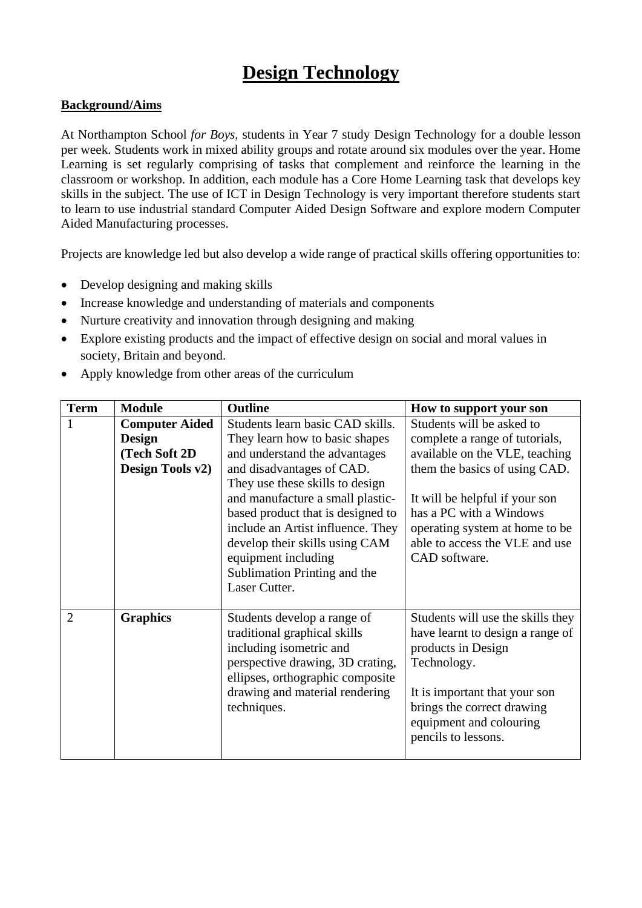# Design Technology

**Background/Aims**

At Northampton School *for Boys*, students in Year 7 study Design Technology for a double lesson per week. Students work in mixed ability groups and rotate around six modules over the year. Home Learning is set regularly comprising of tasks that complement and reinforce the learning in the classroom or workshop. In addition, each module has a Core Home Learning task that develops key skills in the subject. The use of ICT in Design Technology is very important therefore students start to learn to use industrial standard Computer Aided Design Software and explore modern Computer Aided Manufacturing processes.

Projects are knowledge led but also develop a wide range of practical skills offering opportunities to:

- Develop designing and making skills
- Increase knowledge and understanding of materials and components
- Nurture creativity and innovation through designing and making
- Explore existing products and the impact of effective design on social and moral values in society, Britain and beyond.
- Apply knowledge from other areas of the curriculum

| Term | Module | Outline | How to support your son |
|---|---|---|---|
| 1 | **Computer Aided Design (Tech Soft 2D Design Tools v2)** | Students learn basic CAD skills. They learn how to basic shapes and understand the advantages and disadvantages of CAD. They use these skills to design and manufacture a small plastic-based product that is designed to include an Artist influence. They develop their skills using CAM equipment including Sublimation Printing and the Laser Cutter. | Students will be asked to complete a range of tutorials, available on the VLE, teaching them the basics of using CAD.<br><br>It will be helpful if your son has a PC with a Windows operating system at home to be able to access the VLE and use CAD software. |
| 2 | **Graphics** | Students develop a range of traditional graphical skills including isometric and perspective drawing, 3D crating, ellipses, orthographic composite drawing and material rendering techniques. | Students will use the skills they have learnt to design a range of products in Design Technology.<br><br>It is important that your son brings the correct drawing equipment and colouring pencils to lessons. |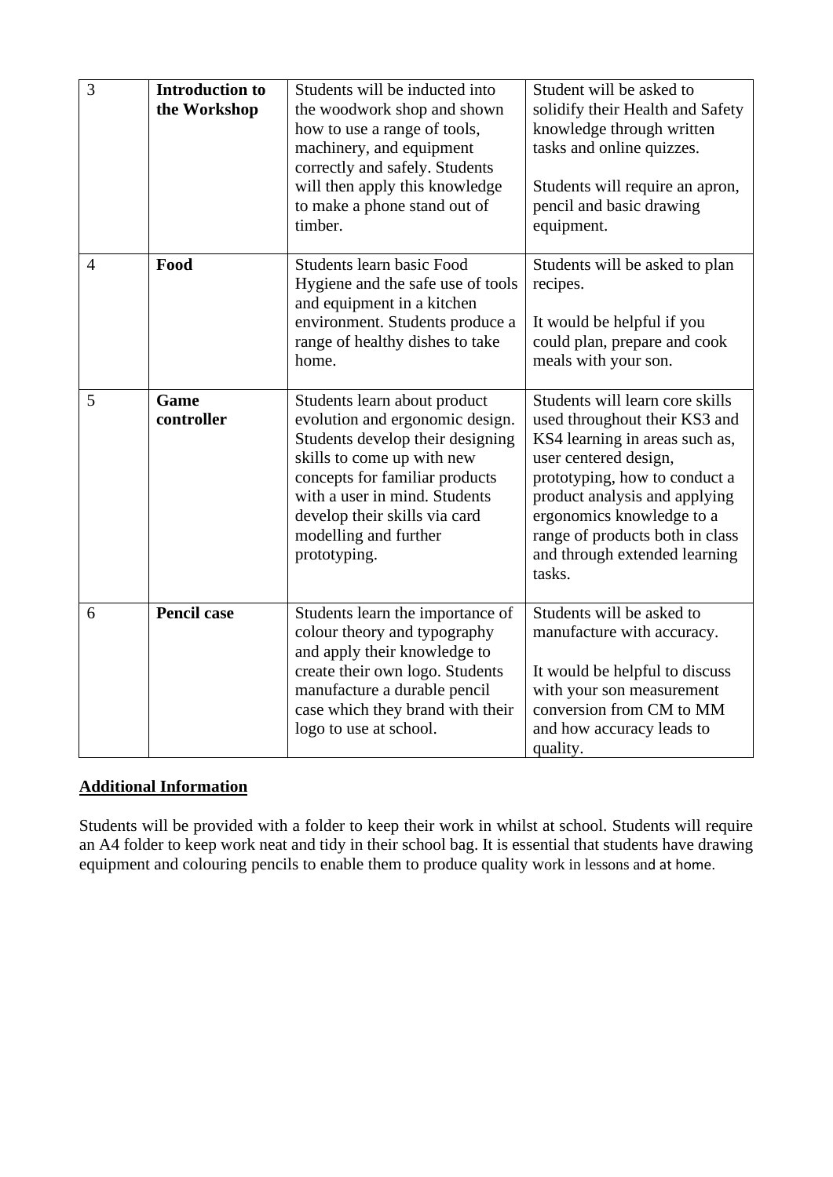| | | | |
|---|---|---|---|
| 3 | **Introduction to the Workshop** | Students will be inducted into the woodwork shop and shown how to use a range of tools, machinery, and equipment correctly and safely. Students will then apply this knowledge to make a phone stand out of timber. | Student will be asked to solidify their Health and Safety knowledge through written tasks and online quizzes.<br><br>Students will require an apron, pencil and basic drawing equipment. |
| 4 | **Food** | Students learn basic Food Hygiene and the safe use of tools and equipment in a kitchen environment. Students produce a range of healthy dishes to take home. | Students will be asked to plan recipes.<br><br>It would be helpful if you could plan, prepare and cook meals with your son. |
| 5 | **Game controller** | Students learn about product evolution and ergonomic design. Students develop their designing skills to come up with new concepts for familiar products with a user in mind. Students develop their skills via card modelling and further prototyping. | Students will learn core skills used throughout their KS3 and KS4 learning in areas such as, user centered design, prototyping, how to conduct a product analysis and applying ergonomics knowledge to a range of products both in class and through extended learning tasks. |
| 6 | **Pencil case** | Students learn the importance of colour theory and typography and apply their knowledge to create their own logo. Students manufacture a durable pencil case which they brand with their logo to use at school. | Students will be asked to manufacture with accuracy.<br><br>It would be helpful to discuss with your son measurement conversion from CM to MM and how accuracy leads to quality. |

**Additional Information**

Students will be provided with a folder to keep their work in whilst at school. Students will require an A4 folder to keep work neat and tidy in their school bag. It is essential that students have drawing equipment and colouring pencils to enable them to produce quality work in lessons and at home.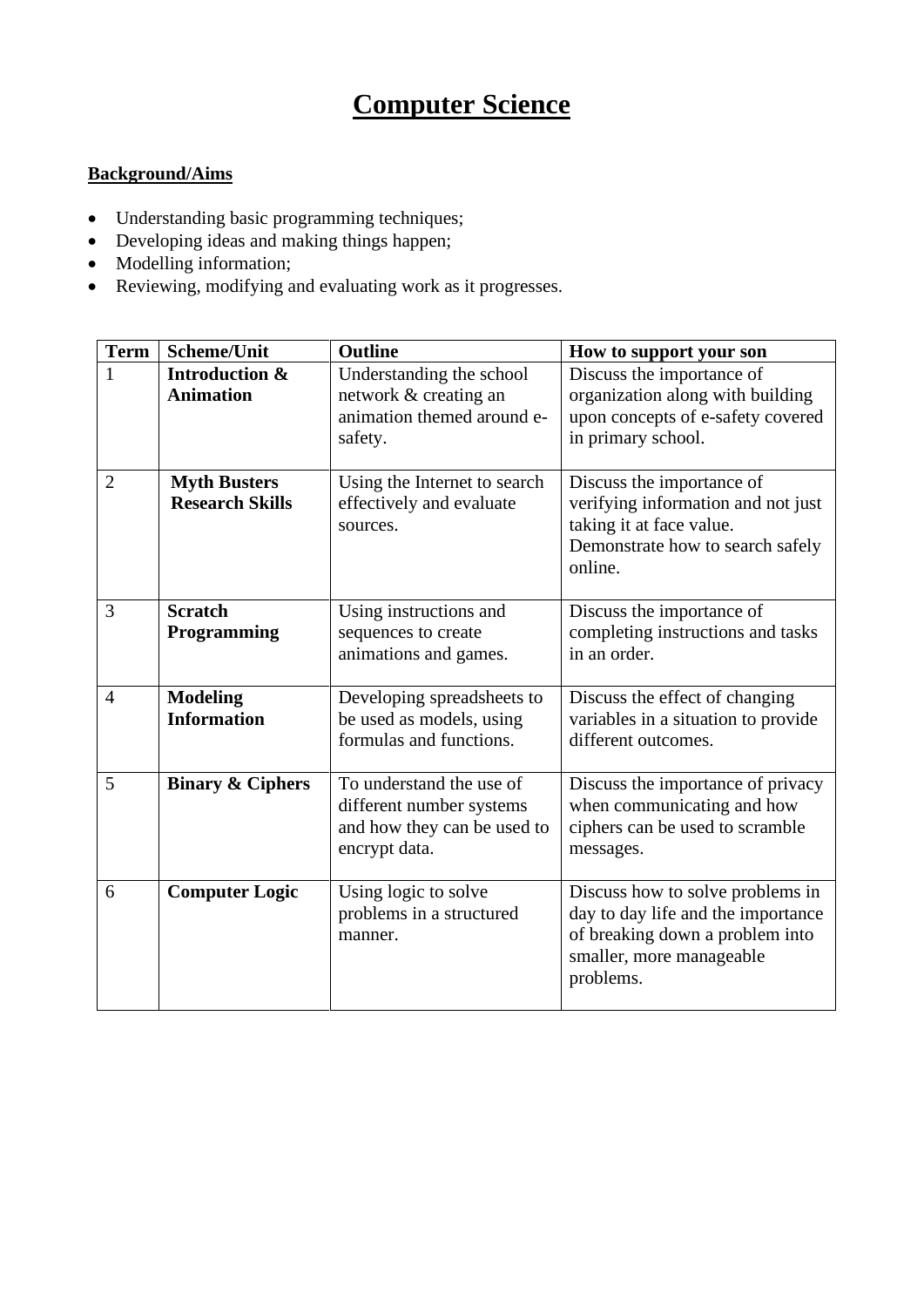# Computer Science

**Background/Aims**

- Understanding basic programming techniques;
- Developing ideas and making things happen;
- Modelling information;
- Reviewing, modifying and evaluating work as it progresses.

| Term | Scheme/Unit | Outline | How to support your son |
|---|---|---|---|
| 1 | **Introduction & Animation** | Understanding the school network & creating an animation themed around e-safety. | Discuss the importance of organization along with building upon concepts of e-safety covered in primary school. |
| 2 | **Myth Busters Research Skills** | Using the Internet to search effectively and evaluate sources. | Discuss the importance of verifying information and not just taking it at face value. Demonstrate how to search safely online. |
| 3 | **Scratch Programming** | Using instructions and sequences to create animations and games. | Discuss the importance of completing instructions and tasks in an order. |
| 4 | **Modeling Information** | Developing spreadsheets to be used as models, using formulas and functions. | Discuss the effect of changing variables in a situation to provide different outcomes. |
| 5 | **Binary & Ciphers** | To understand the use of different number systems and how they can be used to encrypt data. | Discuss the importance of privacy when communicating and how ciphers can be used to scramble messages. |
| 6 | **Computer Logic** | Using logic to solve problems in a structured manner. | Discuss how to solve problems in day to day life and the importance of breaking down a problem into smaller, more manageable problems. |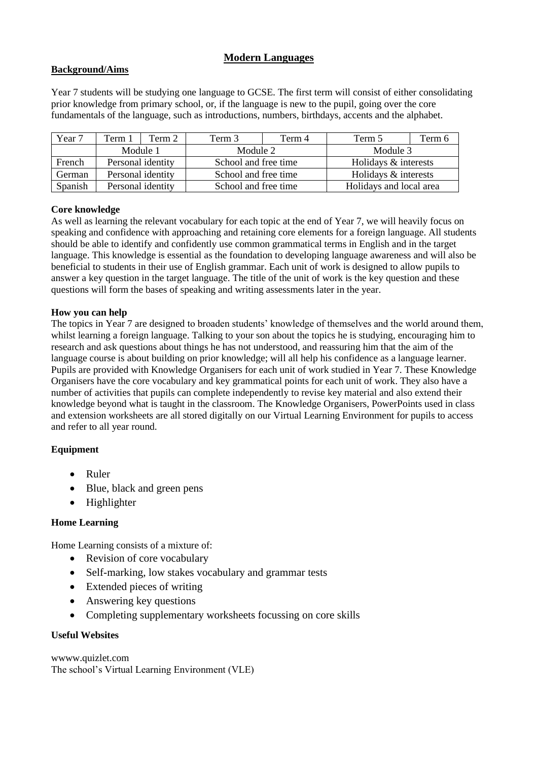# Modern Languages

## Background/Aims

Year 7 students will be studying one language to GCSE. The first term will consist of either consolidating prior knowledge from primary school, or, if the language is new to the pupil, going over the core fundamentals of the language, such as introductions, numbers, birthdays, accents and the alphabet.

| Year 7 | Term 1 | Term 2 | Term 3 | Term 4 | Term 5 | Term 6 |
|---|---|---|---|---|---|---|
| | Module 1 | | Module 2 | | Module 3 | |
| French | Personal identity | | School and free time | | Holidays & interests | |
| German | Personal identity | | School and free time | | Holidays & interests | |
| Spanish | Personal identity | | School and free time | | Holidays and local area | |

**Core knowledge**

As well as learning the relevant vocabulary for each topic at the end of Year 7, we will heavily focus on speaking and confidence with approaching and retaining core elements for a foreign language. All students should be able to identify and confidently use common grammatical terms in English and in the target language. This knowledge is essential as the foundation to developing language awareness and will also be beneficial to students in their use of English grammar. Each unit of work is designed to allow pupils to answer a key question in the target language. The title of the unit of work is the key question and these questions will form the bases of speaking and writing assessments later in the year.

**How you can help**

The topics in Year 7 are designed to broaden students' knowledge of themselves and the world around them, whilst learning a foreign language. Talking to your son about the topics he is studying, encouraging him to research and ask questions about things he has not understood, and reassuring him that the aim of the language course is about building on prior knowledge; will all help his confidence as a language learner. Pupils are provided with Knowledge Organisers for each unit of work studied in Year 7. These Knowledge Organisers have the core vocabulary and key grammatical points for each unit of work. They also have a number of activities that pupils can complete independently to revise key material and also extend their knowledge beyond what is taught in the classroom. The Knowledge Organisers, PowerPoints used in class and extension worksheets are all stored digitally on our Virtual Learning Environment for pupils to access and refer to all year round.

**Equipment**

- Ruler
- Blue, black and green pens
- Highlighter

**Home Learning**

Home Learning consists of a mixture of:

- Revision of core vocabulary
- Self-marking, low stakes vocabulary and grammar tests
- Extended pieces of writing
- Answering key questions
- Completing supplementary worksheets focussing on core skills

**Useful Websites**

wwww.quizlet.com
The school's Virtual Learning Environment (VLE)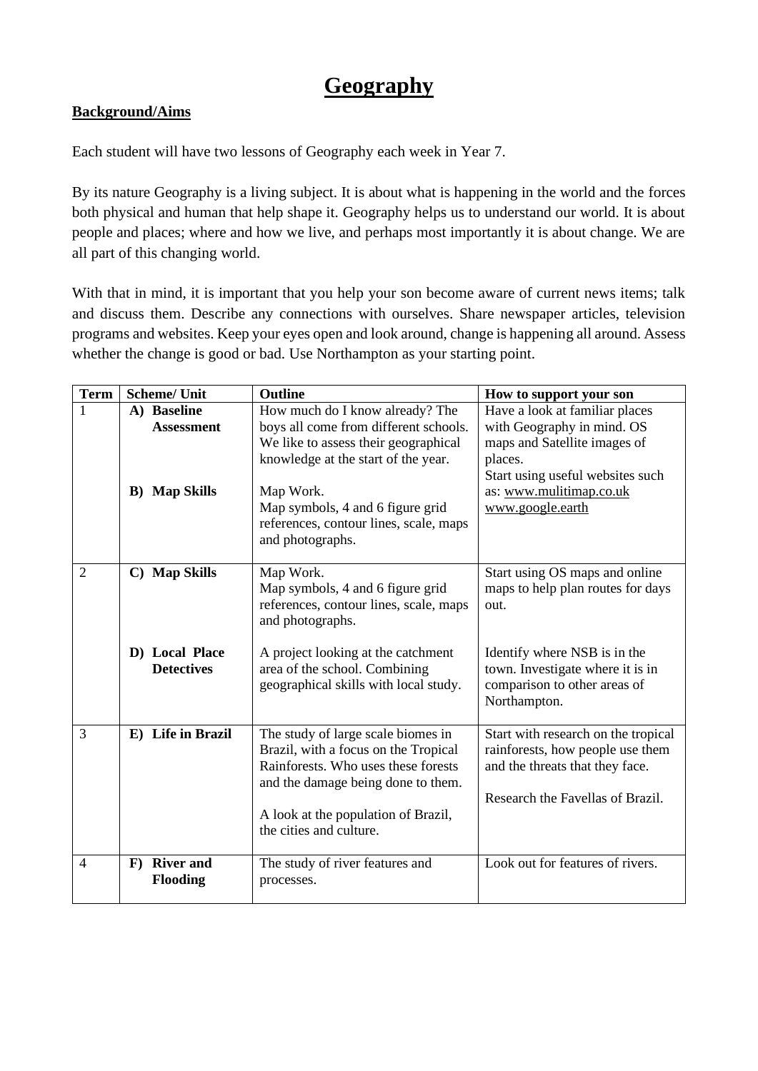# Geography

**Background/Aims**

Each student will have two lessons of Geography each week in Year 7.

By its nature Geography is a living subject. It is about what is happening in the world and the forces both physical and human that help shape it. Geography helps us to understand our world. It is about people and places; where and how we live, and perhaps most importantly it is about change. We are all part of this changing world.

With that in mind, it is important that you help your son become aware of current news items; talk and discuss them. Describe any connections with ourselves. Share newspaper articles, television programs and websites. Keep your eyes open and look around, change is happening all around. Assess whether the change is good or bad. Use Northampton as your starting point.

| Term | Scheme/ Unit | Outline | How to support your son |
|---|---|---|---|
| 1 | **A) Baseline Assessment**<br><br>**B) Map Skills** | How much do I know already? The boys all come from different schools. We like to assess their geographical knowledge at the start of the year.<br><br>Map Work.<br>Map symbols, 4 and 6 figure grid references, contour lines, scale, maps and photographs. | Have a look at familiar places with Geography in mind. OS maps and Satellite images of places.<br>Start using useful websites such as: www.mulitimap.co.uk www.google.earth |
| 2 | **C) Map Skills**<br><br>**D) Local Place Detectives** | Map Work.<br>Map symbols, 4 and 6 figure grid references, contour lines, scale, maps and photographs.<br><br>A project looking at the catchment area of the school. Combining geographical skills with local study. | Start using OS maps and online maps to help plan routes for days out.<br><br>Identify where NSB is in the town. Investigate where it is in comparison to other areas of Northampton. |
| 3 | **E) Life in Brazil** | The study of large scale biomes in Brazil, with a focus on the Tropical Rainforests. Who uses these forests and the damage being done to them.<br><br>A look at the population of Brazil, the cities and culture. | Start with research on the tropical rainforests, how people use them and the threats that they face.<br><br>Research the Favellas of Brazil. |
| 4 | **F) River and Flooding** | The study of river features and processes. | Look out for features of rivers. |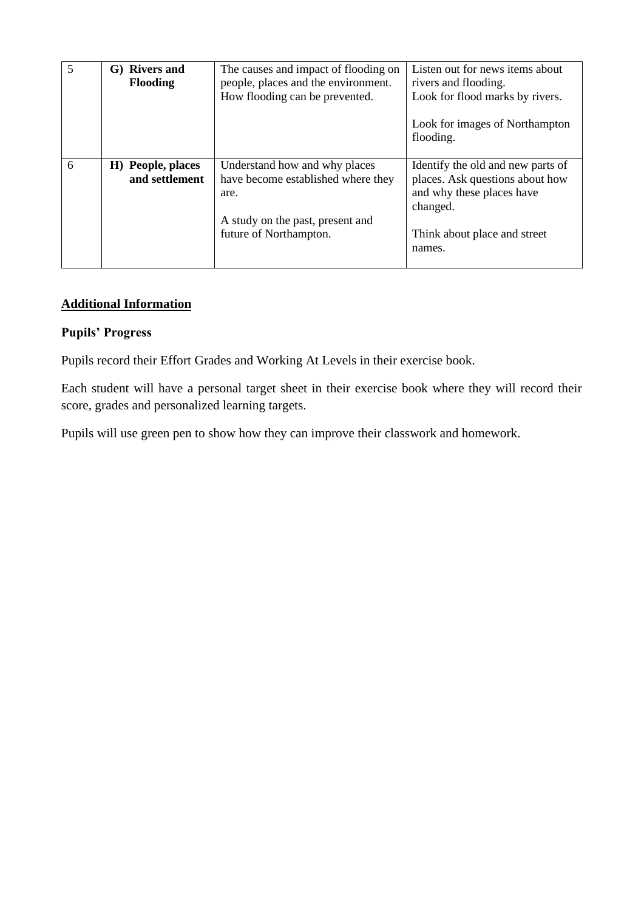| | | | |
|---|---|---|---|
| 5 | **G) Rivers and Flooding** | The causes and impact of flooding on people, places and the environment.<br>How flooding can be prevented. | Listen out for news items about rivers and flooding.<br>Look for flood marks by rivers.<br><br>Look for images of Northampton flooding. |
| 6 | **H) People, places and settlement** | Understand how and why places have become established where they are.<br><br>A study on the past, present and future of Northampton. | Identify the old and new parts of places. Ask questions about how and why these places have changed.<br><br>Think about place and street names. |

## Additional Information

### Pupils' Progress

Pupils record their Effort Grades and Working At Levels in their exercise book.

Each student will have a personal target sheet in their exercise book where they will record their score, grades and personalized learning targets.

Pupils will use green pen to show how they can improve their classwork and homework.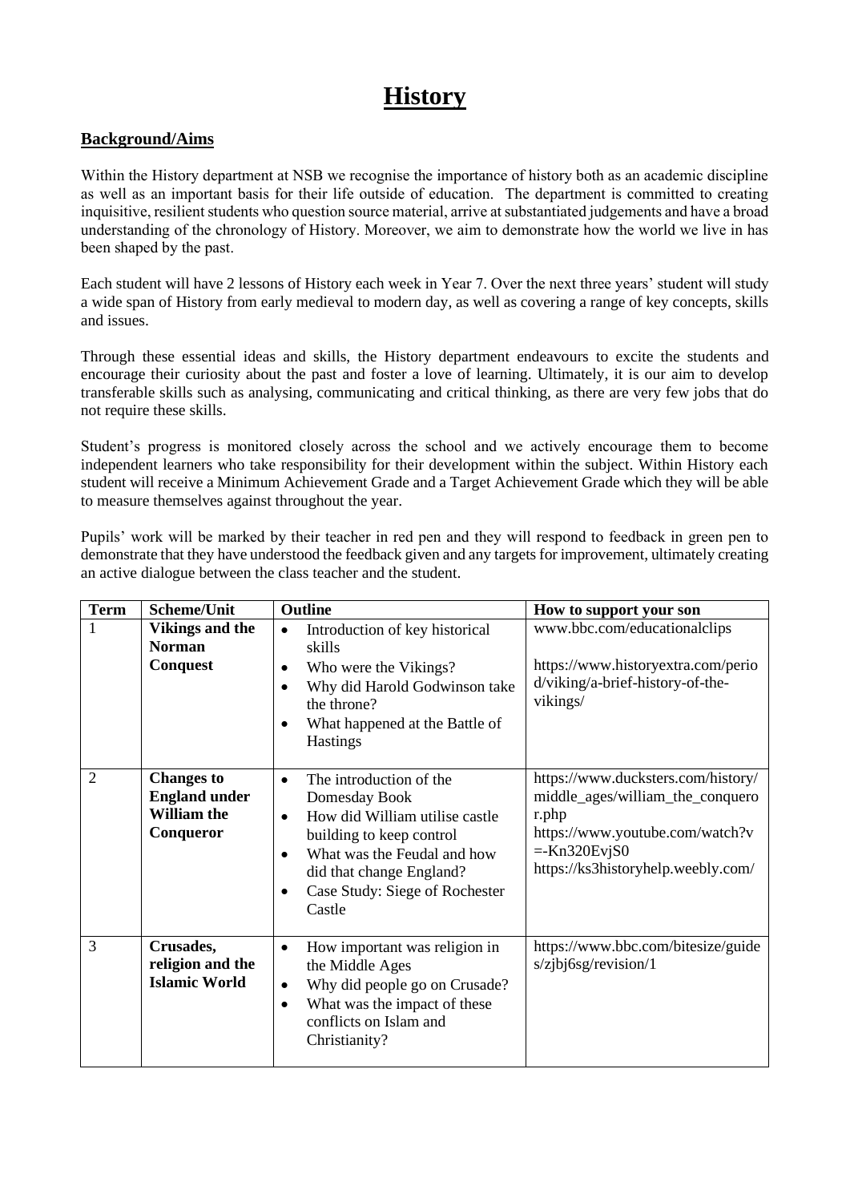# History

## Background/Aims

Within the History department at NSB we recognise the importance of history both as an academic discipline as well as an important basis for their life outside of education. The department is committed to creating inquisitive, resilient students who question source material, arrive at substantiated judgements and have a broad understanding of the chronology of History. Moreover, we aim to demonstrate how the world we live in has been shaped by the past.

Each student will have 2 lessons of History each week in Year 7. Over the next three years' student will study a wide span of History from early medieval to modern day, as well as covering a range of key concepts, skills and issues.

Through these essential ideas and skills, the History department endeavours to excite the students and encourage their curiosity about the past and foster a love of learning. Ultimately, it is our aim to develop transferable skills such as analysing, communicating and critical thinking, as there are very few jobs that do not require these skills.

Student's progress is monitored closely across the school and we actively encourage them to become independent learners who take responsibility for their development within the subject. Within History each student will receive a Minimum Achievement Grade and a Target Achievement Grade which they will be able to measure themselves against throughout the year.

Pupils' work will be marked by their teacher in red pen and they will respond to feedback in green pen to demonstrate that they have understood the feedback given and any targets for improvement, ultimately creating an active dialogue between the class teacher and the student.

| Term | Scheme/Unit | Outline | How to support your son |
|---|---|---|---|
| 1 | **Vikings and the Norman Conquest** | • Introduction of key historical skills<br>• Who were the Vikings?<br>• Why did Harold Godwinson take the throne?<br>• What happened at the Battle of Hastings | www.bbc.com/educationalclips<br><br>https://www.historyextra.com/period/viking/a-brief-history-of-the-vikings/ |
| 2 | **Changes to England under William the Conqueror** | • The introduction of the Domesday Book<br>• How did William utilise castle building to keep control<br>• What was the Feudal and how did that change England?<br>• Case Study: Siege of Rochester Castle | https://www.ducksters.com/history/middle_ages/william_the_conqueror.php<br>https://www.youtube.com/watch?v=-Kn320EvjS0<br>https://ks3historyhelp.weebly.com/ |
| 3 | **Crusades, religion and the Islamic World** | • How important was religion in the Middle Ages<br>• Why did people go on Crusade?<br>• What was the impact of these conflicts on Islam and Christianity? | https://www.bbc.com/bitesize/guides/zjbj6sg/revision/1 |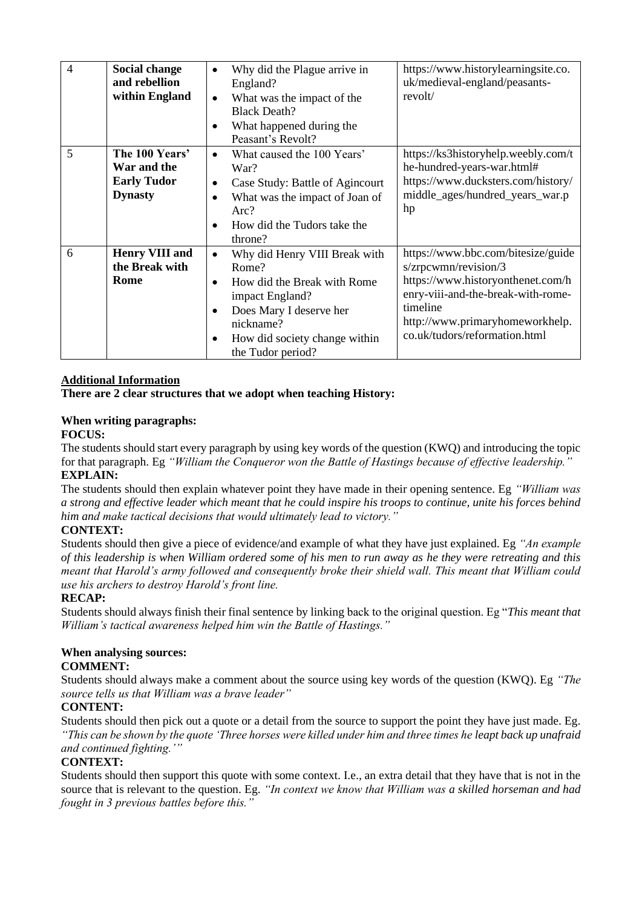| | | | |
|---|---|---|---|
| 4 | **Social change and rebellion within England** | • Why did the Plague arrive in England?<br>• What was the impact of the Black Death?<br>• What happened during the Peasant's Revolt? | https://www.historylearningsite.co.uk/medieval-england/peasants-revolt/ |
| 5 | **The 100 Years' War and the Early Tudor Dynasty** | • What caused the 100 Years' War?<br>• Case Study: Battle of Agincourt<br>• What was the impact of Joan of Arc?<br>• How did the Tudors take the throne? | https://ks3historyhelp.weebly.com/the-hundred-years-war.html#<br>https://www.ducksters.com/history/middle_ages/hundred_years_war.php |
| 6 | **Henry VIII and the Break with Rome** | • Why did Henry VIII Break with Rome?<br>• How did the Break with Rome impact England?<br>• Does Mary I deserve her nickname?<br>• How did society change within the Tudor period? | https://www.bbc.com/bitesize/guides/zrpcwmn/revision/3<br>https://www.historyonthenet.com/henry-viii-and-the-break-with-rome-timeline<br>http://www.primaryhomeworkhelp.co.uk/tudors/reformation.html |

**Additional Information**

**There are 2 clear structures that we adopt when teaching History:**

**When writing paragraphs:**

**FOCUS:**

The students should start every paragraph by using key words of the question (KWQ) and introducing the topic for that paragraph. Eg *"William the Conqueror won the Battle of Hastings because of effective leadership."*

**EXPLAIN:**

The students should then explain whatever point they have made in their opening sentence. Eg *"William was a strong and effective leader which meant that he could inspire his troops to continue, unite his forces behind him and make tactical decisions that would ultimately lead to victory."*

**CONTEXT:**

Students should then give a piece of evidence/and example of what they have just explained. Eg *"An example of this leadership is when William ordered some of his men to run away as he they were retreating and this meant that Harold's army followed and consequently broke their shield wall. This meant that William could use his archers to destroy Harold's front line.*

**RECAP:**

Students should always finish their final sentence by linking back to the original question. Eg "*This meant that William's tactical awareness helped him win the Battle of Hastings."*

**When analysing sources:**

**COMMENT:**

Students should always make a comment about the source using key words of the question (KWQ). Eg *"The source tells us that William was a brave leader"*

**CONTENT:**

Students should then pick out a quote or a detail from the source to support the point they have just made. Eg. *"This can be shown by the quote 'Three horses were killed under him and three times he leapt back up unafraid and continued fighting.'"*

**CONTEXT:**

Students should then support this quote with some context. I.e., an extra detail that they have that is not in the source that is relevant to the question. Eg. *"In context we know that William was a skilled horseman and had fought in 3 previous battles before this."*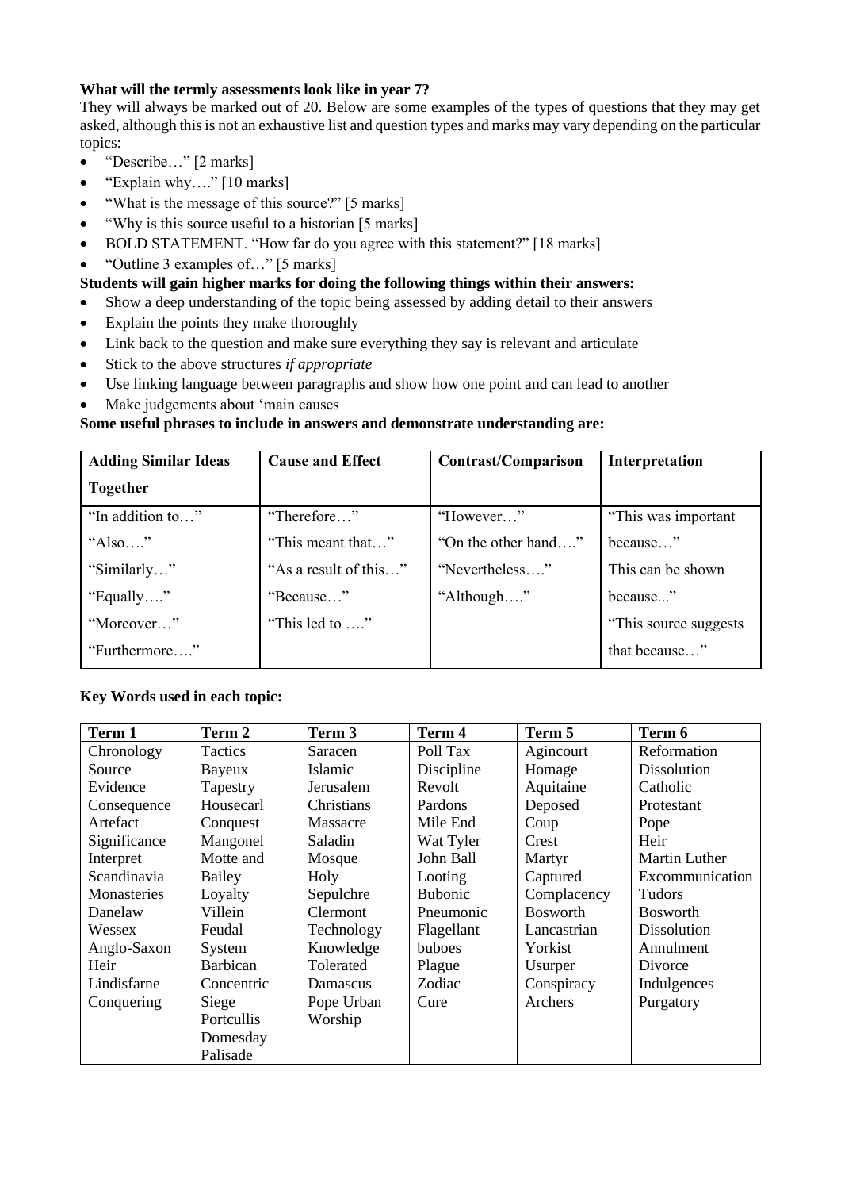**What will the termly assessments look like in year 7?**

They will always be marked out of 20. Below are some examples of the types of questions that they may get asked, although this is not an exhaustive list and question types and marks may vary depending on the particular topics:

- "Describe…" [2 marks]
- "Explain why…." [10 marks]
- "What is the message of this source?" [5 marks]
- "Why is this source useful to a historian [5 marks]
- BOLD STATEMENT. "How far do you agree with this statement?" [18 marks]
- "Outline 3 examples of…" [5 marks]

**Students will gain higher marks for doing the following things within their answers:**

- Show a deep understanding of the topic being assessed by adding detail to their answers
- Explain the points they make thoroughly
- Link back to the question and make sure everything they say is relevant and articulate
- Stick to the above structures *if appropriate*
- Use linking language between paragraphs and show how one point and can lead to another
- Make judgements about 'main causes

**Some useful phrases to include in answers and demonstrate understanding are:**

| **Adding Similar Ideas Together** | **Cause and Effect** | **Contrast/Comparison** | **Interpretation** |
|---|---|---|---|
| "In addition to…"<br>"Also…."<br>"Similarly…"<br>"Equally…."<br>"Moreover…"<br>"Furthermore…." | "Therefore…"<br>"This meant that…"<br>"As a result of this…"<br>"Because…"<br>"This led to …." | "However…"<br>"On the other hand…."<br>"Nevertheless…."<br>"Although…." | "This was important because…"<br>This can be shown because..."<br>"This source suggests that because…" |

**Key Words used in each topic:**

| Term 1 | Term 2 | Term 3 | Term 4 | Term 5 | Term 6 |
|---|---|---|---|---|---|
| Chronology<br>Source<br>Evidence<br>Consequence<br>Artefact<br>Significance<br>Interpret<br>Scandinavia<br>Monasteries<br>Danelaw<br>Wessex<br>Anglo-Saxon<br>Heir<br>Lindisfarne<br>Conquering | Tactics<br>Bayeux<br>Tapestry<br>Housecarl<br>Conquest<br>Mangonel<br>Motte and<br>Bailey<br>Loyalty<br>Villein<br>Feudal<br>System<br>Barbican<br>Concentric<br>Siege<br>Portcullis<br>Domesday<br>Palisade | Saracen<br>Islamic<br>Jerusalem<br>Christians<br>Massacre<br>Saladin<br>Mosque<br>Holy<br>Sepulchre<br>Clermont<br>Technology<br>Knowledge<br>Tolerated<br>Damascus<br>Pope Urban<br>Worship | Poll Tax<br>Discipline<br>Revolt<br>Pardons<br>Mile End<br>Wat Tyler<br>John Ball<br>Looting<br>Bubonic<br>Pneumonic<br>Flagellant<br>buboes<br>Plague<br>Zodiac<br>Cure | Agincourt<br>Homage<br>Aquitaine<br>Deposed<br>Coup<br>Crest<br>Martyr<br>Captured<br>Complacency<br>Bosworth<br>Lancastrian<br>Yorkist<br>Usurper<br>Conspiracy<br>Archers | Reformation<br>Dissolution<br>Catholic<br>Protestant<br>Pope<br>Heir<br>Martin Luther<br>Excommunication<br>Tudors<br>Bosworth<br>Dissolution<br>Annulment<br>Divorce<br>Indulgences<br>Purgatory |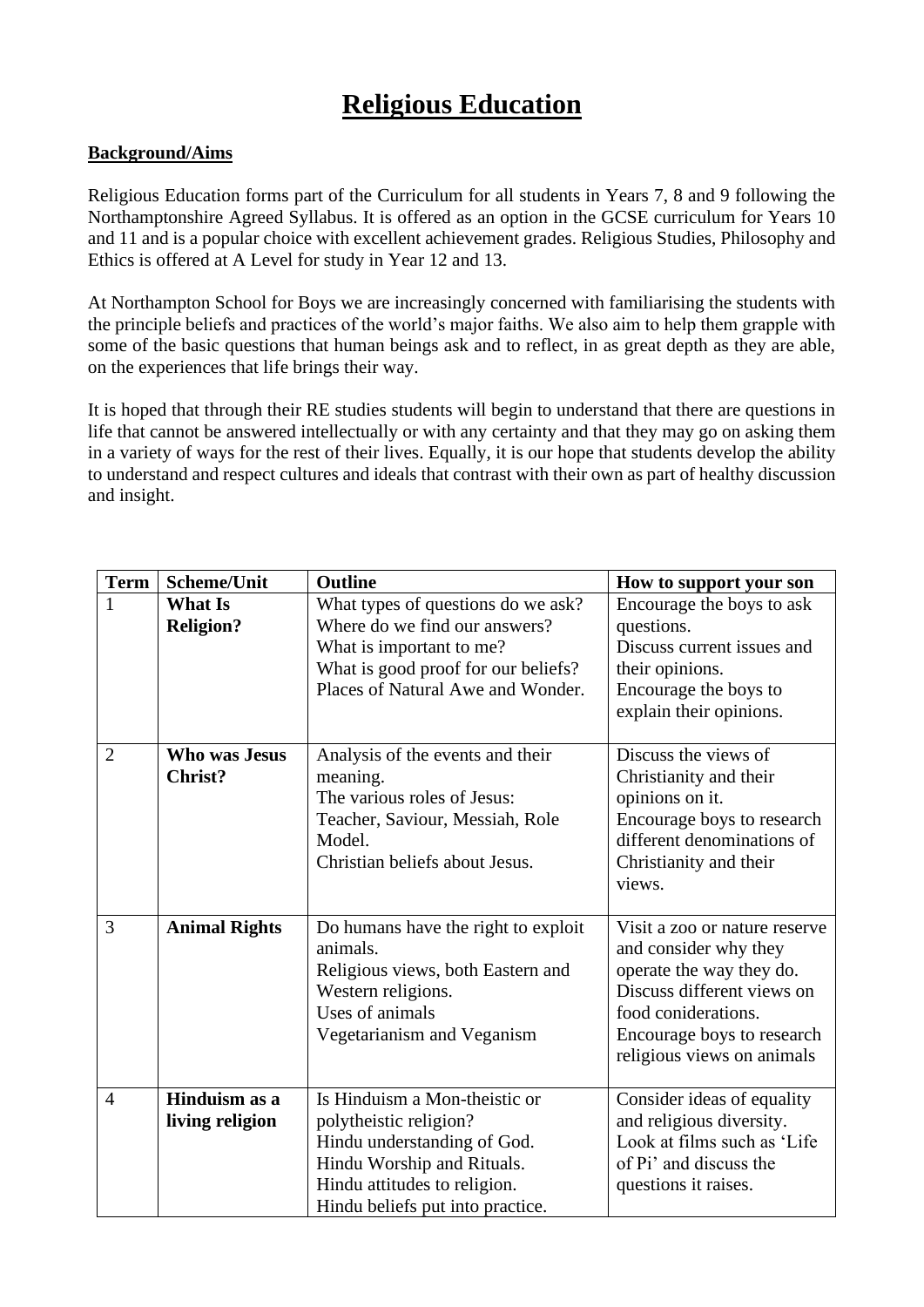# Religious Education

**Background/Aims**

Religious Education forms part of the Curriculum for all students in Years 7, 8 and 9 following the Northamptonshire Agreed Syllabus. It is offered as an option in the GCSE curriculum for Years 10 and 11 and is a popular choice with excellent achievement grades. Religious Studies, Philosophy and Ethics is offered at A Level for study in Year 12 and 13.

At Northampton School for Boys we are increasingly concerned with familiarising the students with the principle beliefs and practices of the world's major faiths. We also aim to help them grapple with some of the basic questions that human beings ask and to reflect, in as great depth as they are able, on the experiences that life brings their way.

It is hoped that through their RE studies students will begin to understand that there are questions in life that cannot be answered intellectually or with any certainty and that they may go on asking them in a variety of ways for the rest of their lives. Equally, it is our hope that students develop the ability to understand and respect cultures and ideals that contrast with their own as part of healthy discussion and insight.

| Term | Scheme/Unit | Outline | How to support your son |
|---|---|---|---|
| 1 | **What Is Religion?** | What types of questions do we ask?<br>Where do we find our answers?<br>What is important to me?<br>What is good proof for our beliefs?<br>Places of Natural Awe and Wonder. | Encourage the boys to ask questions.<br>Discuss current issues and their opinions.<br>Encourage the boys to explain their opinions. |
| 2 | **Who was Jesus Christ?** | Analysis of the events and their meaning.<br>The various roles of Jesus: Teacher, Saviour, Messiah, Role Model.<br>Christian beliefs about Jesus. | Discuss the views of Christianity and their opinions on it.<br>Encourage boys to research different denominations of Christianity and their views. |
| 3 | **Animal Rights** | Do humans have the right to exploit animals.<br>Religious views, both Eastern and Western religions.<br>Uses of animals<br>Vegetarianism and Veganism | Visit a zoo or nature reserve and consider why they operate the way they do.<br>Discuss different views on food coniderations.<br>Encourage boys to research religious views on animals |
| 4 | **Hinduism as a living religion** | Is Hinduism a Mon-theistic or polytheistic religion?<br>Hindu understanding of God.<br>Hindu Worship and Rituals.<br>Hindu attitudes to religion.<br>Hindu beliefs put into practice. | Consider ideas of equality and religious diversity.<br>Look at films such as 'Life of Pi' and discuss the questions it raises. |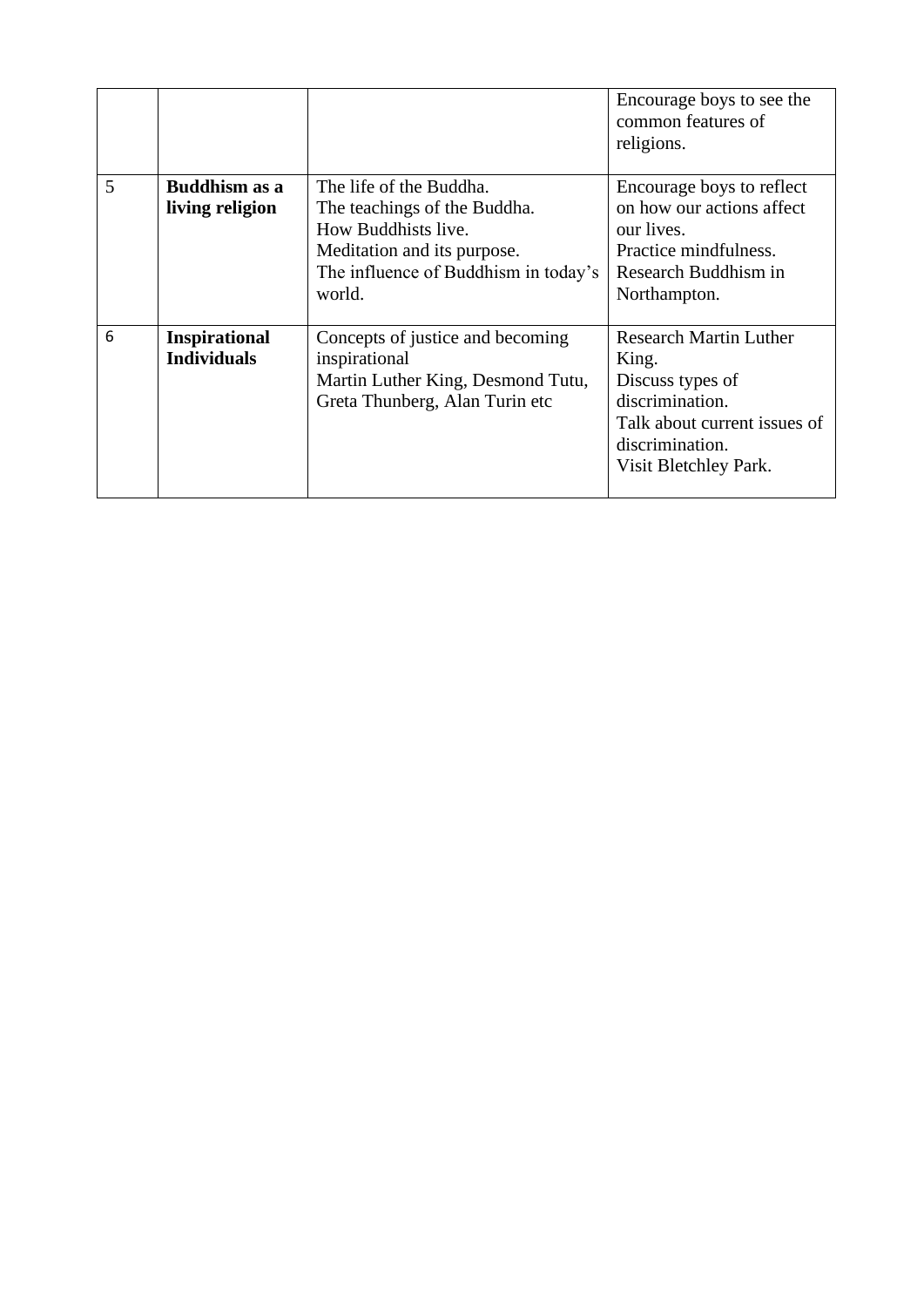| | | | |
|---|---|---|---|
| | | | Encourage boys to see the common features of religions. |
| 5 | **Buddhism as a living religion** | The life of the Buddha.<br>The teachings of the Buddha.<br>How Buddhists live.<br>Meditation and its purpose.<br>The influence of Buddhism in today's world. | Encourage boys to reflect on how our actions affect our lives.<br>Practice mindfulness.<br>Research Buddhism in Northampton. |
| 6 | **Inspirational Individuals** | Concepts of justice and becoming inspirational<br>Martin Luther King, Desmond Tutu, Greta Thunberg, Alan Turin etc | Research Martin Luther King.<br>Discuss types of discrimination.<br>Talk about current issues of discrimination.<br>Visit Bletchley Park. |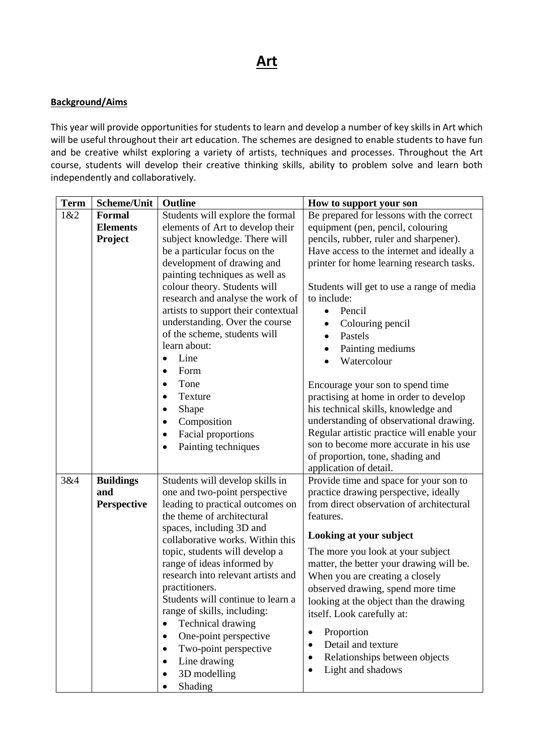# Art

**Background/Aims**

This year will provide opportunities for students to learn and develop a number of key skills in Art which will be useful throughout their art education. The schemes are designed to enable students to have fun and be creative whilst exploring a variety of artists, techniques and processes. Throughout the Art course, students will develop their creative thinking skills, ability to problem solve and learn both independently and collaboratively.

| Term | Scheme/Unit | Outline | How to support your son |
|---|---|---|---|
| 1&2 | **Formal Elements Project** | Students will explore the formal elements of Art to develop their subject knowledge. There will be a particular focus on the development of drawing and painting techniques as well as colour theory. Students will research and analyse the work of artists to support their contextual understanding. Over the course of the scheme, students will learn about:<br>• Line<br>• Form<br>• Tone<br>• Texture<br>• Shape<br>• Composition<br>• Facial proportions<br>• Painting techniques | Be prepared for lessons with the correct equipment (pen, pencil, colouring pencils, rubber, ruler and sharpener). Have access to the internet and ideally a printer for home learning research tasks.<br><br>Students will get to use a range of media to include:<br>• Pencil<br>• Colouring pencil<br>• Pastels<br>• Painting mediums<br>• Watercolour<br><br>Encourage your son to spend time practising at home in order to develop his technical skills, knowledge and understanding of observational drawing. Regular artistic practice will enable your son to become more accurate in his use of proportion, tone, shading and application of detail. |
| 3&4 | **Buildings and Perspective** | Students will develop skills in one and two-point perspective leading to practical outcomes on the theme of architectural spaces, including 3D and collaborative works. Within this topic, students will develop a range of ideas informed by research into relevant artists and practitioners.<br>Students will continue to learn a range of skills, including:<br>• Technical drawing<br>• One-point perspective<br>• Two-point perspective<br>• Line drawing<br>• 3D modelling<br>• Shading | Provide time and space for your son to practice drawing perspective, ideally from direct observation of architectural features.<br><br>**Looking at your subject**<br><br>The more you look at your subject matter, the better your drawing will be. When you are creating a closely observed drawing, spend more time looking at the object than the drawing itself. Look carefully at:<br>• Proportion<br>• Detail and texture<br>• Relationships between objects<br>• Light and shadows |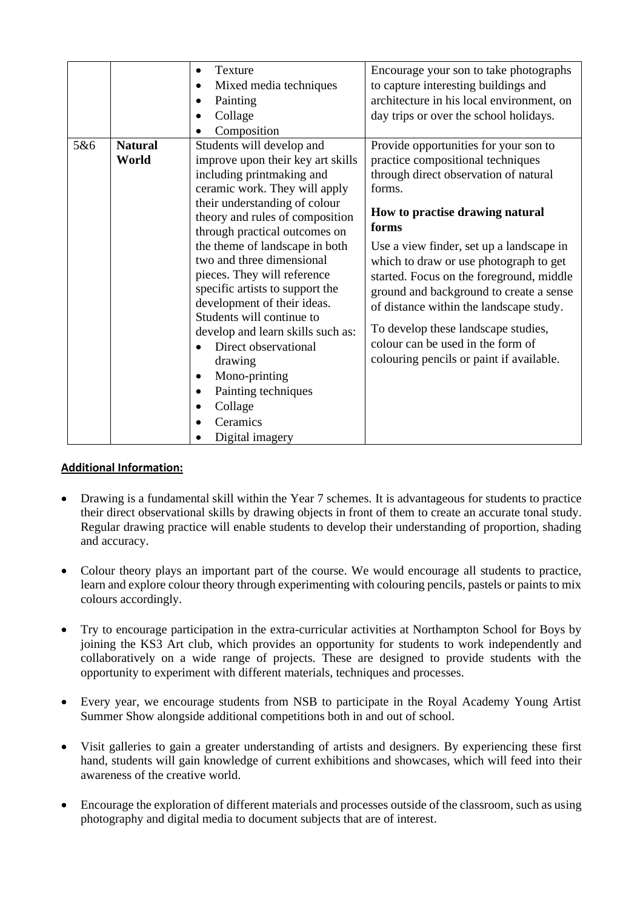| | | | |
|---|---|---|---|
| | | • Texture<br>• Mixed media techniques<br>• Painting<br>• Collage<br>• Composition | Encourage your son to take photographs to capture interesting buildings and architecture in his local environment, on day trips or over the school holidays. |
| 5&6 | **Natural World** | Students will develop and improve upon their key art skills including printmaking and ceramic work. They will apply their understanding of colour theory and rules of composition through practical outcomes on the theme of landscape in both two and three dimensional pieces. They will reference specific artists to support the development of their ideas. Students will continue to develop and learn skills such as:<br>• Direct observational drawing<br>• Mono-printing<br>• Painting techniques<br>• Collage<br>• Ceramics<br>• Digital imagery | Provide opportunities for your son to practice compositional techniques through direct observation of natural forms.<br><br>**How to practise drawing natural forms**<br><br>Use a view finder, set up a landscape in which to draw or use photograph to get started. Focus on the foreground, middle ground and background to create a sense of distance within the landscape study.<br><br>To develop these landscape studies, colour can be used in the form of colouring pencils or paint if available. |

**Additional Information:**

- Drawing is a fundamental skill within the Year 7 schemes. It is advantageous for students to practice their direct observational skills by drawing objects in front of them to create an accurate tonal study. Regular drawing practice will enable students to develop their understanding of proportion, shading and accuracy.

- Colour theory plays an important part of the course. We would encourage all students to practice, learn and explore colour theory through experimenting with colouring pencils, pastels or paints to mix colours accordingly.

- Try to encourage participation in the extra-curricular activities at Northampton School for Boys by joining the KS3 Art club, which provides an opportunity for students to work independently and collaboratively on a wide range of projects. These are designed to provide students with the opportunity to experiment with different materials, techniques and processes.

- Every year, we encourage students from NSB to participate in the Royal Academy Young Artist Summer Show alongside additional competitions both in and out of school.

- Visit galleries to gain a greater understanding of artists and designers. By experiencing these first hand, students will gain knowledge of current exhibitions and showcases, which will feed into their awareness of the creative world.

- Encourage the exploration of different materials and processes outside of the classroom, such as using photography and digital media to document subjects that are of interest.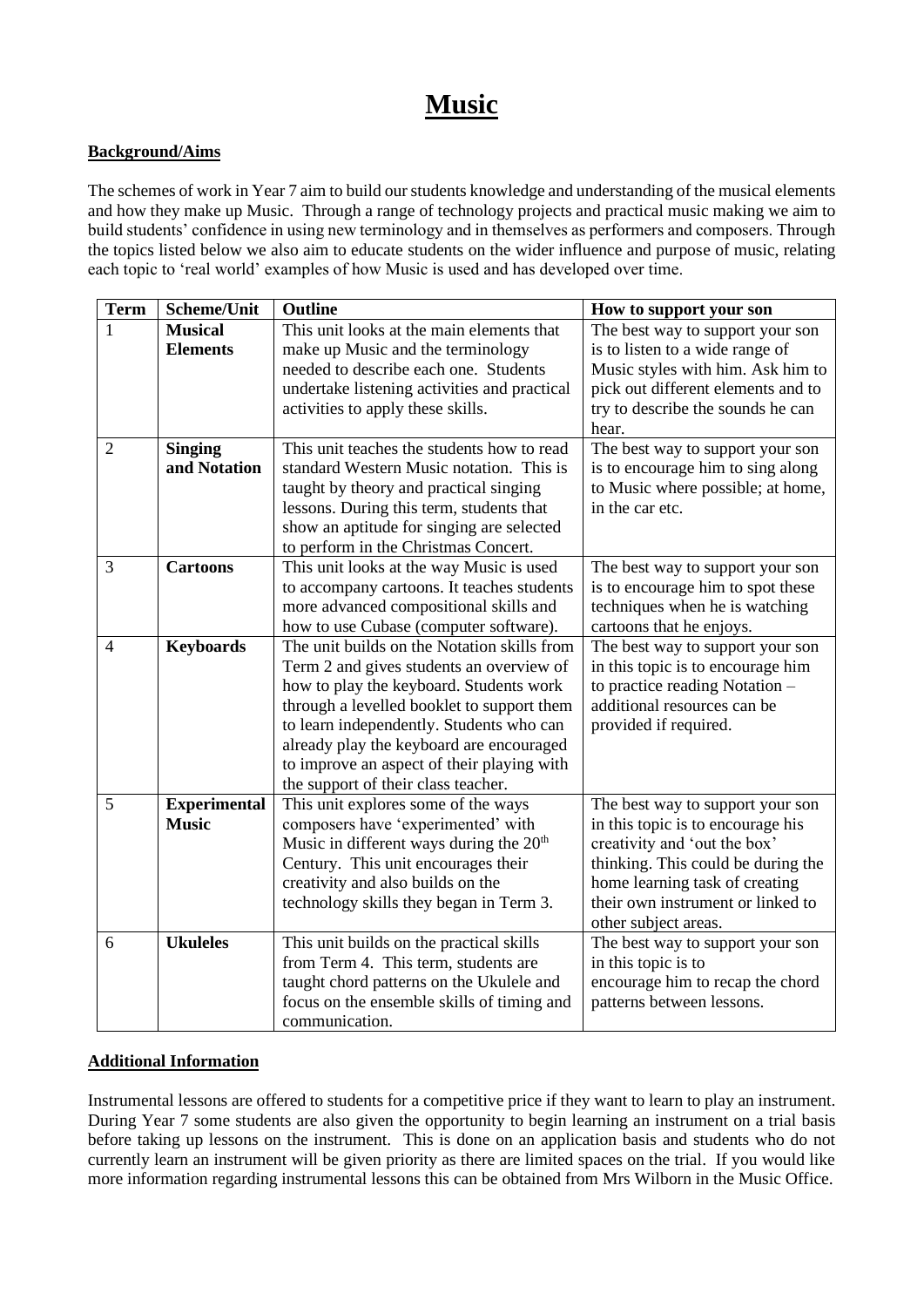# Music

**Background/Aims**

The schemes of work in Year 7 aim to build our students knowledge and understanding of the musical elements and how they make up Music. Through a range of technology projects and practical music making we aim to build students' confidence in using new terminology and in themselves as performers and composers. Through the topics listed below we also aim to educate students on the wider influence and purpose of music, relating each topic to 'real world' examples of how Music is used and has developed over time.

| Term | Scheme/Unit | Outline | How to support your son |
|---|---|---|---|
| 1 | **Musical Elements** | This unit looks at the main elements that make up Music and the terminology needed to describe each one. Students undertake listening activities and practical activities to apply these skills. | The best way to support your son is to listen to a wide range of Music styles with him. Ask him to pick out different elements and to try to describe the sounds he can hear. |
| 2 | **Singing and Notation** | This unit teaches the students how to read standard Western Music notation. This is taught by theory and practical singing lessons. During this term, students that show an aptitude for singing are selected to perform in the Christmas Concert. | The best way to support your son is to encourage him to sing along to Music where possible; at home, in the car etc. |
| 3 | **Cartoons** | This unit looks at the way Music is used to accompany cartoons. It teaches students more advanced compositional skills and how to use Cubase (computer software). | The best way to support your son is to encourage him to spot these techniques when he is watching cartoons that he enjoys. |
| 4 | **Keyboards** | The unit builds on the Notation skills from Term 2 and gives students an overview of how to play the keyboard. Students work through a levelled booklet to support them to learn independently. Students who can already play the keyboard are encouraged to improve an aspect of their playing with the support of their class teacher. | The best way to support your son in this topic is to encourage him to practice reading Notation – additional resources can be provided if required. |
| 5 | **Experimental Music** | This unit explores some of the ways composers have 'experimented' with Music in different ways during the 20th Century. This unit encourages their creativity and also builds on the technology skills they began in Term 3. | The best way to support your son in this topic is to encourage his creativity and 'out the box' thinking. This could be during the home learning task of creating their own instrument or linked to other subject areas. |
| 6 | **Ukuleles** | This unit builds on the practical skills from Term 4. This term, students are taught chord patterns on the Ukulele and focus on the ensemble skills of timing and communication. | The best way to support your son in this topic is to encourage him to recap the chord patterns between lessons. |

**Additional Information**

Instrumental lessons are offered to students for a competitive price if they want to learn to play an instrument. During Year 7 some students are also given the opportunity to begin learning an instrument on a trial basis before taking up lessons on the instrument. This is done on an application basis and students who do not currently learn an instrument will be given priority as there are limited spaces on the trial. If you would like more information regarding instrumental lessons this can be obtained from Mrs Wilborn in the Music Office.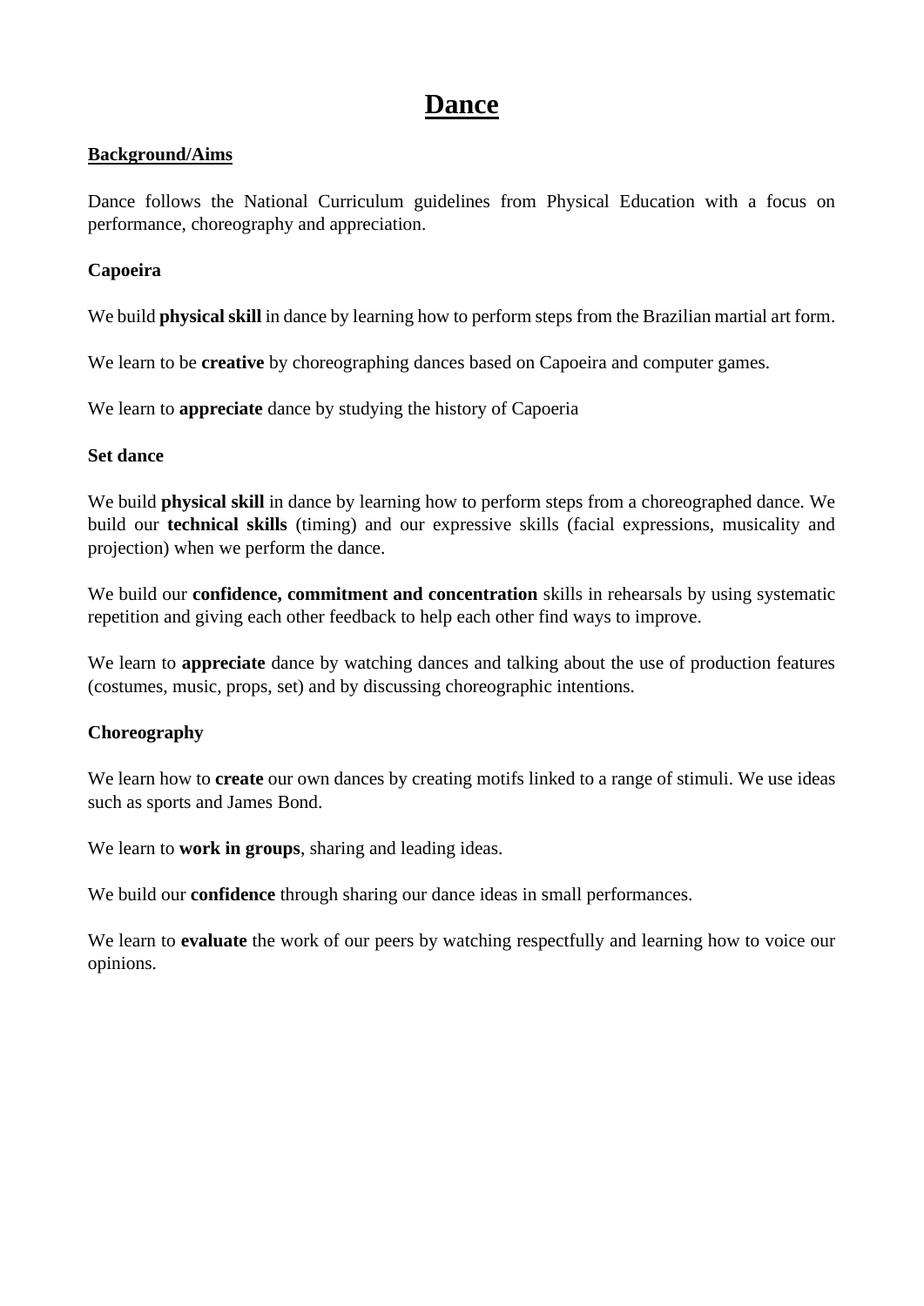# Dance

## Background/Aims

Dance follows the National Curriculum guidelines from Physical Education with a focus on performance, choreography and appreciation.

### Capoeira

We build **physical skill** in dance by learning how to perform steps from the Brazilian martial art form.

We learn to be **creative** by choreographing dances based on Capoeira and computer games.

We learn to **appreciate** dance by studying the history of Capoeria

### Set dance

We build **physical skill** in dance by learning how to perform steps from a choreographed dance. We build our **technical skills** (timing) and our expressive skills (facial expressions, musicality and projection) when we perform the dance.

We build our **confidence, commitment and concentration** skills in rehearsals by using systematic repetition and giving each other feedback to help each other find ways to improve.

We learn to **appreciate** dance by watching dances and talking about the use of production features (costumes, music, props, set) and by discussing choreographic intentions.

### Choreography

We learn how to **create** our own dances by creating motifs linked to a range of stimuli. We use ideas such as sports and James Bond.

We learn to **work in groups**, sharing and leading ideas.

We build our **confidence** through sharing our dance ideas in small performances.

We learn to **evaluate** the work of our peers by watching respectfully and learning how to voice our opinions.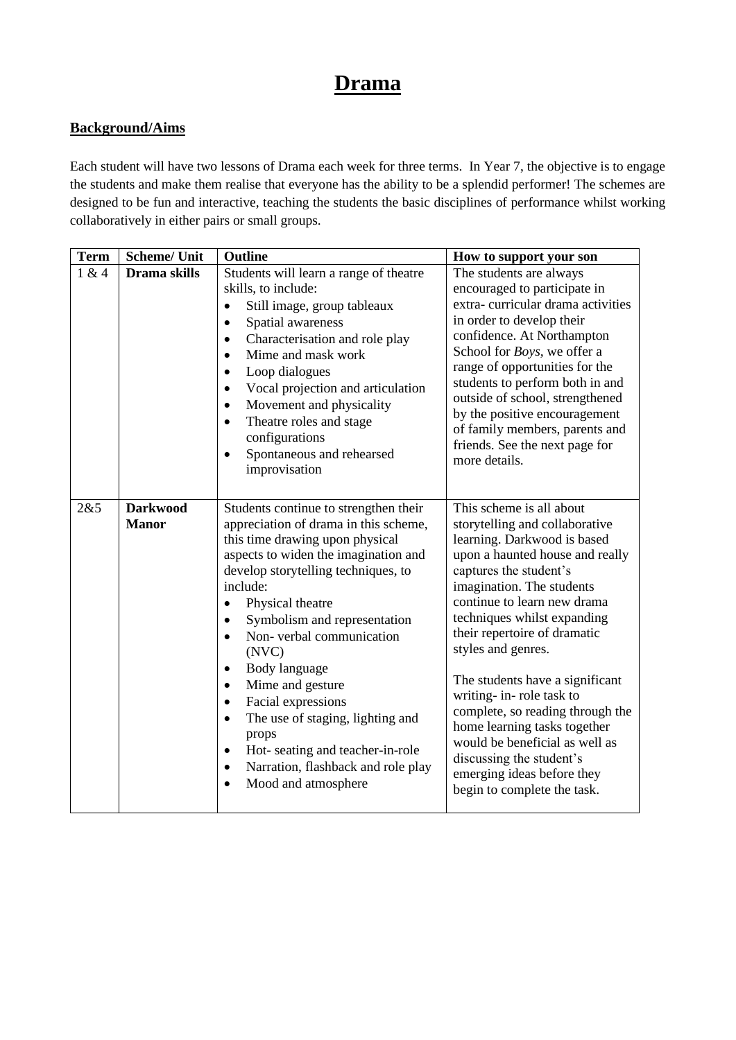# Drama

## Background/Aims

Each student will have two lessons of Drama each week for three terms. In Year 7, the objective is to engage the students and make them realise that everyone has the ability to be a splendid performer! The schemes are designed to be fun and interactive, teaching the students the basic disciplines of performance whilst working collaboratively in either pairs or small groups.

| Term | Scheme/ Unit | Outline | How to support your son |
|---|---|---|---|
| 1 & 4 | **Drama skills** | Students will learn a range of theatre skills, to include:<br>• Still image, group tableaux<br>• Spatial awareness<br>• Characterisation and role play<br>• Mime and mask work<br>• Loop dialogues<br>• Vocal projection and articulation<br>• Movement and physicality<br>• Theatre roles and stage configurations<br>• Spontaneous and rehearsed improvisation | The students are always encouraged to participate in extra- curricular drama activities in order to develop their confidence. At Northampton School for *Boys*, we offer a range of opportunities for the students to perform both in and outside of school, strengthened by the positive encouragement of family members, parents and friends. See the next page for more details. |
| 2&5 | **Darkwood Manor** | Students continue to strengthen their appreciation of drama in this scheme, this time drawing upon physical aspects to widen the imagination and develop storytelling techniques, to include:<br>• Physical theatre<br>• Symbolism and representation<br>• Non- verbal communication (NVC)<br>• Body language<br>• Mime and gesture<br>• Facial expressions<br>• The use of staging, lighting and props<br>• Hot- seating and teacher-in-role<br>• Narration, flashback and role play<br>• Mood and atmosphere | This scheme is all about storytelling and collaborative learning. Darkwood is based upon a haunted house and really captures the student's imagination. The students continue to learn new drama techniques whilst expanding their repertoire of dramatic styles and genres.<br><br>The students have a significant writing- in- role task to complete, so reading through the home learning tasks together would be beneficial as well as discussing the student's emerging ideas before they begin to complete the task. |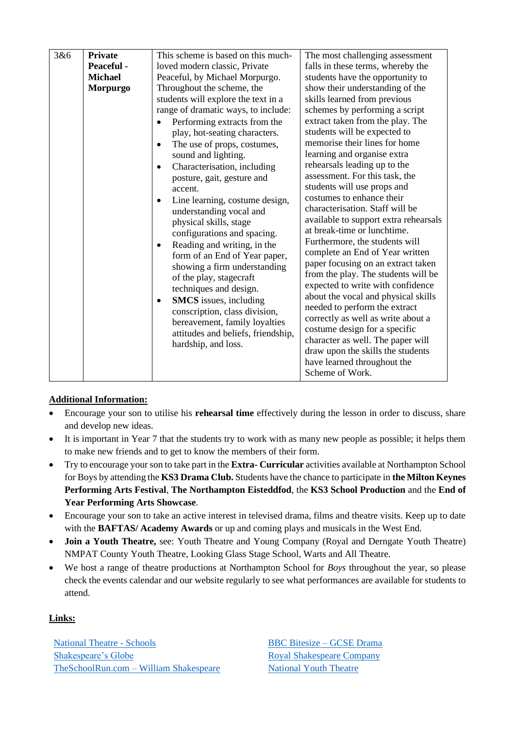| | | | |
|---|---|---|---|
| 3&6 | **Private Peaceful - Michael Morpurgo** | This scheme is based on this much-loved modern classic, Private Peaceful, by Michael Morpurgo. Throughout the scheme, the students will explore the text in a range of dramatic ways, to include:<br>• Performing extracts from the play, hot-seating characters.<br>• The use of props, costumes, sound and lighting.<br>• Characterisation, including posture, gait, gesture and accent.<br>• Line learning, costume design, understanding vocal and physical skills, stage configurations and spacing.<br>• Reading and writing, in the form of an End of Year paper, showing a firm understanding of the play, stagecraft techniques and design.<br>• **SMCS** issues, including conscription, class division, bereavement, family loyalties attitudes and beliefs, friendship, hardship, and loss. | The most challenging assessment falls in these terms, whereby the students have the opportunity to show their understanding of the skills learned from previous schemes by performing a script extract taken from the play. The students will be expected to memorise their lines for home learning and organise extra rehearsals leading up to the assessment. For this task, the students will use props and costumes to enhance their characterisation. Staff will be available to support extra rehearsals at break-time or lunchtime. Furthermore, the students will complete an End of Year written paper focusing on an extract taken from the play. The students will be expected to write with confidence about the vocal and physical skills needed to perform the extract correctly as well as write about a costume design for a specific character as well. The paper will draw upon the skills the students have learned throughout the Scheme of Work. |

**Additional Information:**

- Encourage your son to utilise his **rehearsal time** effectively during the lesson in order to discuss, share and develop new ideas.
- It is important in Year 7 that the students try to work with as many new people as possible; it helps them to make new friends and to get to know the members of their form.
- Try to encourage your son to take part in the **Extra- Curricular** activities available at Northampton School for Boys by attending the **KS3 Drama Club.** Students have the chance to participate in **the Milton Keynes Performing Arts Festival**, **The Northampton Eisteddfod**, the **KS3 School Production** and the **End of Year Performing Arts Showcase**.
- Encourage your son to take an active interest in televised drama, films and theatre visits. Keep up to date with the **BAFTAS/ Academy Awards** or up and coming plays and musicals in the West End.
- **Join a Youth Theatre,** see: Youth Theatre and Young Company (Royal and Derngate Youth Theatre) NMPAT County Youth Theatre, Looking Glass Stage School, Warts and All Theatre.
- We host a range of theatre productions at Northampton School for *Boys* throughout the year, so please check the events calendar and our website regularly to see what performances are available for students to attend.

**Links:**

National Theatre - Schools
Shakespeare's Globe
TheSchoolRun.com – William Shakespeare
BBC Bitesize – GCSE Drama
Royal Shakespeare Company
National Youth Theatre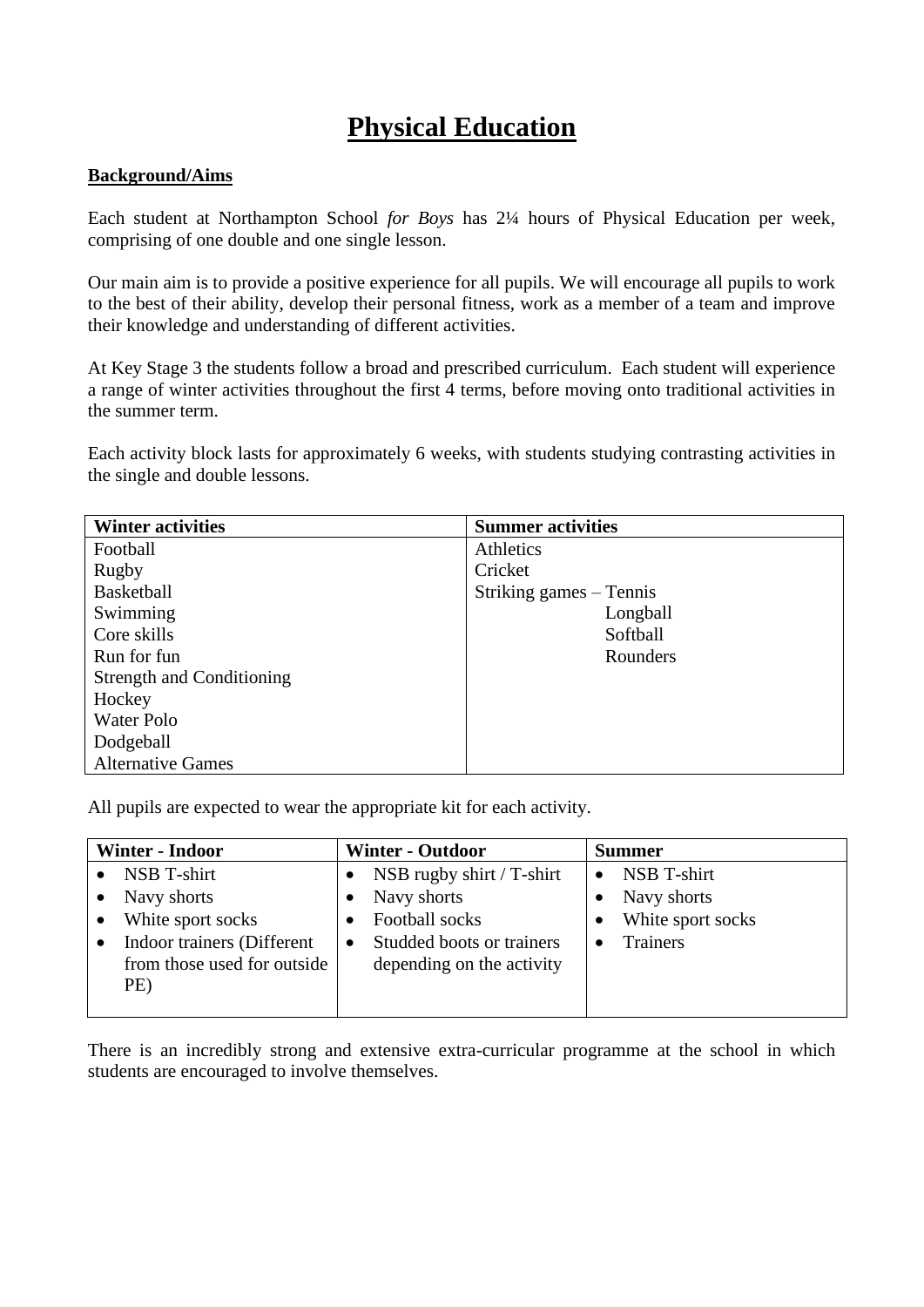# Physical Education

**Background/Aims**

Each student at Northampton School *for Boys* has 2¼ hours of Physical Education per week, comprising of one double and one single lesson.

Our main aim is to provide a positive experience for all pupils. We will encourage all pupils to work to the best of their ability, develop their personal fitness, work as a member of a team and improve their knowledge and understanding of different activities.

At Key Stage 3 the students follow a broad and prescribed curriculum. Each student will experience a range of winter activities throughout the first 4 terms, before moving onto traditional activities in the summer term.

Each activity block lasts for approximately 6 weeks, with students studying contrasting activities in the single and double lessons.

| Winter activities | Summer activities |
|---|---|
| Football | Athletics |
| Rugby | Cricket |
| Basketball | Striking games – Tennis |
| Swimming | Longball |
| Core skills | Softball |
| Run for fun | Rounders |
| Strength and Conditioning | |
| Hockey | |
| Water Polo | |
| Dodgeball | |
| Alternative Games | |

All pupils are expected to wear the appropriate kit for each activity.

| Winter - Indoor | Winter - Outdoor | Summer |
|---|---|---|
| • NSB T-shirt<br>• Navy shorts<br>• White sport socks<br>• Indoor trainers (Different from those used for outside PE) | • NSB rugby shirt / T-shirt<br>• Navy shorts<br>• Football socks<br>• Studded boots or trainers depending on the activity | • NSB T-shirt<br>• Navy shorts<br>• White sport socks<br>• Trainers |

There is an incredibly strong and extensive extra-curricular programme at the school in which students are encouraged to involve themselves.